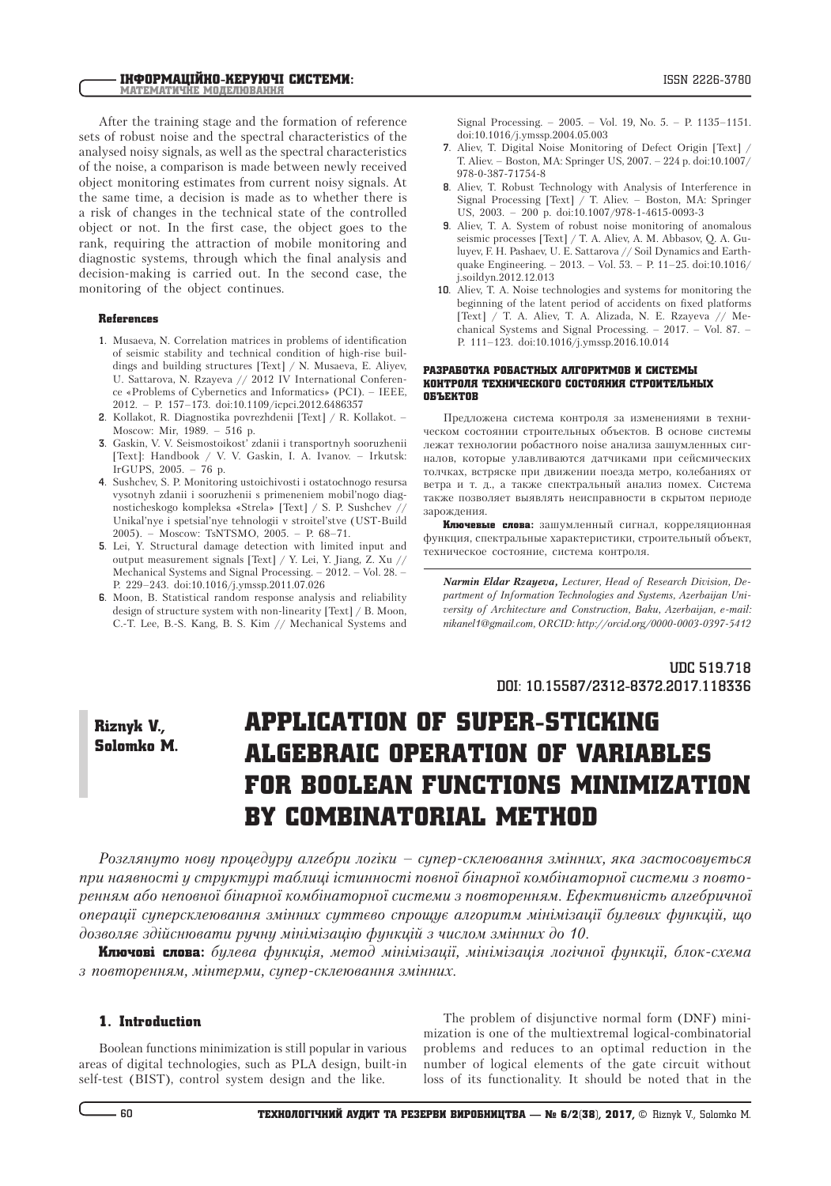After the training stage and the formation of reference sets of robust noise and the spectral characteristics of the analysed noisy signals, as well as the spectral characteristics of the noise, a comparison is made between newly received object monitoring estimates from current noisy signals. At the same time, a decision is made as to whether there is a risk of changes in the technical state of the controlled object or not. In the first case, the object goes to the rank, requiring the attraction of mobile monitoring and diagnostic systems, through which the final analysis and decision-making is carried out. In the second case, the monitoring of the object continues.

### References

1. Musaeva, N. Correlation matrices in problems of identification of seismic stability and technical condition of high-rise buildings and building structures [Text] / N. Musaeva, E. Aliyev, U. Sattarova, N. Rzayeva // 2012 IV International Conference «Problems of Cybernetics and Informatics» (PCI). – IEEE, 2012. – P. 157–173. doi:10.1109/icpci.2012.6486357
2. Kollakot, R. Diagnostika povrezhdenii [Text] / R. Kollakot. – Moscow: Mir, 1989. – 516 p.
3. Gaskin, V. V. Seismostoikost' zdanii i transportnyh sooruzhenii [Text]: Handbook / V. V. Gaskin, I. A. Ivanov. – Irkutsk: IrGUPS, 2005. – 76 p.
4. Sushchev, S. P. Monitoring ustoichivosti i ostatochnogo resursa vysotnyh zdanii i sooruzhenii s primeneniem mobil'nogo diagnosticheskogo kompleksa «Strela» [Text] / S. P. Sushchev // Unikal'nye i spetsial'nye tehnologii v stroitel'stve (UST-Build 2005). – Moscow: TsNTSMO, 2005. – P. 68–71.
5. Lei, Y. Structural damage detection with limited input and output measurement signals [Text] / Y. Lei, Y. Jiang, Z. Xu // Mechanical Systems and Signal Processing. – 2012. – Vol. 28. – P. 229–243. doi:10.1016/j.ymssp.2011.07.026
6. Moon, B. Statistical random response analysis and reliability design of structure system with non-linearity [Text] / B. Moon, C.-T. Lee, B.-S. Kang, B. S. Kim // Mechanical Systems and Signal Processing. – 2005. – Vol. 19, No. 5. – P. 1135–1151. doi:10.1016/j.ymssp.2004.05.003
7. Aliev, T. Digital Noise Monitoring of Defect Origin [Text] / T. Aliev. – Boston, MA: Springer US, 2007. – 224 p. doi:10.1007/978-0-387-71754-8
8. Aliev, T. Robust Technology with Analysis of Interference in Signal Processing [Text] / T. Aliev. – Boston, MA: Springer US, 2003. – 200 p. doi:10.1007/978-1-4615-0093-3
9. Aliev, T. A. System of robust noise monitoring of anomalous seismic processes [Text] / T. A. Aliev, A. M. Abbasov, Q. A. Guluyev, F. H. Pashaev, U. E. Sattarova // Soil Dynamics and Earthquake Engineering. – 2013. – Vol. 53. – P. 11–25. doi:10.1016/j.soildyn.2012.12.013
10. Aliev, T. A. Noise technologies and systems for monitoring the beginning of the latent period of accidents on fixed platforms [Text] / T. A. Aliev, T. A. Alizada, N. E. Rzayeva // Mechanical Systems and Signal Processing. – 2017. – Vol. 87. – P. 111–123. doi:10.1016/j.ymssp.2016.10.014

### РАЗРАБОТКА РОБАСТНЫХ АЛГОРИТМОВ И СИСТЕМЫ КОНТРОЛЯ ТЕХНИЧЕСКОГО СОСТОЯНИЯ СТРОИТЕЛЬНЫХ ОБЪЕКТОВ

Предложена система контроля за изменениями в техническом состоянии строительных объектов. В основе системы лежат технологии робастного noise анализа зашумленных сигналов, которые улавливаются датчиками при сейсмических толчках, встряске при движении поезда метро, колебаниях от ветра и т. д., а также спектральный анализ помех. Система также позволяет выявлять неисправности в скрытом периоде зарождения.

**Ключевые слова:** зашумленный сигнал, корреляционная функция, спектральные характеристики, строительный объект, техническое состояние, система контроля.

*Narmin Eldar Rzayeva, Lecturer, Head of Research Division, Department of Information Technologies and Systems, Azerbaijan University of Architecture and Construction, Baku, Azerbaijan, e-mail: nikanel1@gmail.com, ORCID: http://orcid.org/0000-0003-0397-5412*

UDC 519.718
DOI: 10.15587/2312-8372.2017.118336

**Riznyk V., Solomko M.**

# APPLICATION OF SUPER-STICKING ALGEBRAIC OPERATION OF VARIABLES FOR BOOLEAN FUNCTIONS MINIMIZATION BY COMBINATORIAL METHOD

*Розглянуто нову процедуру алгебри логіки – супер-склеювання змінних, яка застосовується при наявності у структурі таблиці істинності повної бінарної комбінаторної системи з повторенням або неповної бінарної комбінаторної системи з повторенням. Ефективність алгебричної операції суперсклеювання змінних суттєво спрощує алгоритм мінімізації булевих функцій, що дозволяє здійснювати ручну мінімізацію функцій з числом змінних до 10.*

**Ключові слова:** *булева функція, метод мінімізації, мінімізація логічної функції, блок-схема з повторенням, мінтерми, супер-склеювання змінних.*

## 1. Introduction

Boolean functions minimization is still popular in various areas of digital technologies, such as PLA design, built-in self-test (BIST), control system design and the like.

The problem of disjunctive normal form (DNF) minimization is one of the multiextremal logical-combinatorial problems and reduces to an optimal reduction in the number of logical elements of the gate circuit without loss of its functionality. It should be noted that in the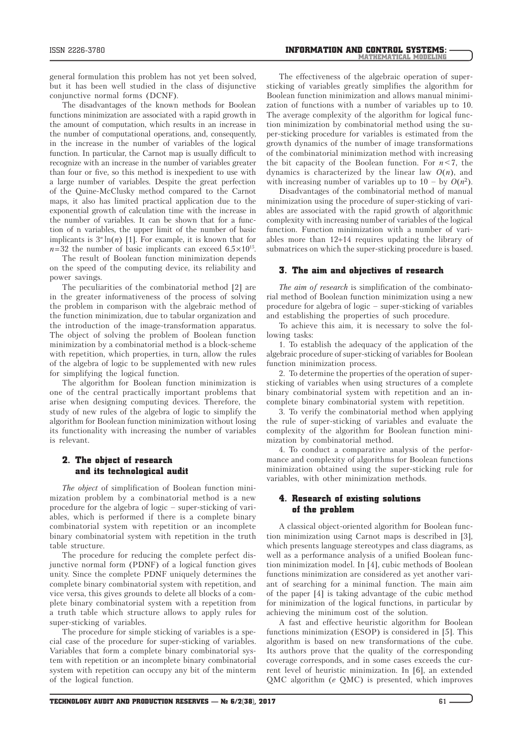general formulation this problem has not yet been solved, but it has been well studied in the class of disjunctive conjunctive normal forms (DCNF).

The disadvantages of the known methods for Boolean functions minimization are associated with a rapid growth in the amount of computation, which results in an increase in the number of computational operations, and, consequently, in the increase in the number of variables of the logical function. In particular, the Carnot map is usually difficult to recognize with an increase in the number of variables greater than four or five, so this method is inexpedient to use with a large number of variables. Despite the great perfection of the Quine-McClusky method compared to the Carnot maps, it also has limited practical application due to the exponential growth of calculation time with the increase in the number of variables. It can be shown that for a function of n variables, the upper limit of the number of basic implicants is $3^n \ln(n)$ [1]. For example, it is known that for $n=32$ the number of basic implicants can exceed $6.5\times10^{15}$.

The result of Boolean function minimization depends on the speed of the computing device, its reliability and power savings.

The peculiarities of the combinatorial method [2] are in the greater informativeness of the process of solving the problem in comparison with the algebraic method of the function minimization, due to tabular organization and the introduction of the image-transformation apparatus. The object of solving the problem of Boolean function minimization by a combinatorial method is a block-scheme with repetition, which properties, in turn, allow the rules of the algebra of logic to be supplemented with new rules for simplifying the logical function.

The algorithm for Boolean function minimization is one of the central practically important problems that arise when designing computing devices. Therefore, the study of new rules of the algebra of logic to simplify the algorithm for Boolean function minimization without losing its functionality with increasing the number of variables is relevant.

## 2. The object of research and its technological audit

*The object* of simplification of Boolean function minimization problem by a combinatorial method is a new procedure for the algebra of logic – super-sticking of variables, which is performed if there is a complete binary combinatorial system with repetition or an incomplete binary combinatorial system with repetition in the truth table structure.

The procedure for reducing the complete perfect disjunctive normal form (PDNF) of a logical function gives unity. Since the complete PDNF uniquely determines the complete binary combinatorial system with repetition, and vice versa, this gives grounds to delete all blocks of a complete binary combinatorial system with a repetition from a truth table which structure allows to apply rules for super-sticking of variables.

The procedure for simple sticking of variables is a special case of the procedure for super-sticking of variables. Variables that form a complete binary combinatorial system with repetition or an incomplete binary combinatorial system with repetition can occupy any bit of the minterm of the logical function.

The effectiveness of the algebraic operation of super-sticking of variables greatly simplifies the algorithm for Boolean function minimization and allows manual minimization of functions with a number of variables up to 10. The average complexity of the algorithm for logical function minimization by combinatorial method using the super-sticking procedure for variables is estimated from the growth dynamics of the number of image transformations of the combinatorial minimization method with increasing the bit capacity of the Boolean function. For $n<7$, the dynamics is characterized by the linear law $O(n)$, and with increasing number of variables up to 10 – by $O(n^2)$.

Disadvantages of the combinatorial method of manual minimization using the procedure of super-sticking of variables are associated with the rapid growth of algorithmic complexity with increasing number of variables of the logical function. Function minimization with a number of variables more than 12÷14 requires updating the library of submatrices on which the super-sticking procedure is based.

## 3. The aim and objectives of research

*The aim of research* is simplification of the combinatorial method of Boolean function minimization using a new procedure for algebra of logic – super-sticking of variables and establishing the properties of such procedure.

To achieve this aim, it is necessary to solve the following tasks:

1. To establish the adequacy of the application of the algebraic procedure of super-sticking of variables for Boolean function minimization process.

2. To determine the properties of the operation of super-sticking of variables when using structures of a complete binary combinatorial system with repetition and an incomplete binary combinatorial system with repetition.

3. To verify the combinatorial method when applying the rule of super-sticking of variables and evaluate the complexity of the algorithm for Boolean function minimization by combinatorial method.

4. To conduct a comparative analysis of the performance and complexity of algorithms for Boolean functions minimization obtained using the super-sticking rule for variables, with other minimization methods.

## 4. Research of existing solutions of the problem

A classical object-oriented algorithm for Boolean function minimization using Carnot maps is described in [3], which presents language stereotypes and class diagrams, as well as a performance analysis of a unified Boolean function minimization model. In [4], cubic methods of Boolean functions minimization are considered as yet another variant of searching for a minimal function. The main aim of the paper [4] is taking advantage of the cubic method for minimization of the logical functions, in particular by achieving the minimum cost of the solution.

A fast and effective heuristic algorithm for Boolean functions minimization (ESOP) is considered in [5]. This algorithm is based on new transformations of the cube. Its authors prove that the quality of the corresponding coverage corresponds, and in some cases exceeds the current level of heuristic minimization. In [6], an extended QMC algorithm (*e* QMC) is presented, which improves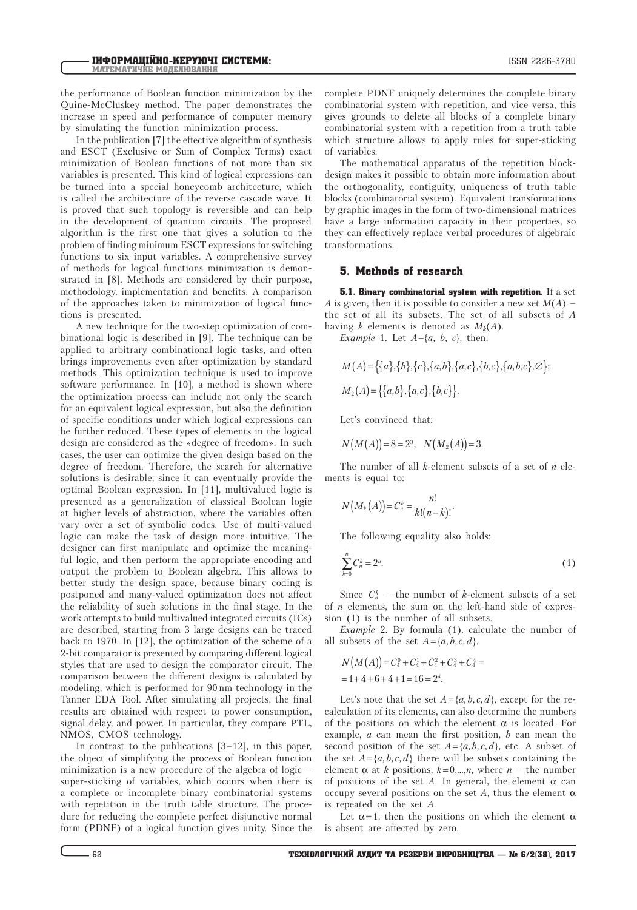the performance of Boolean function minimization by the Quine-McCluskey method. The paper demonstrates the increase in speed and performance of computer memory by simulating the function minimization process.

In the publication [7] the effective algorithm of synthesis and ESCT (Exclusive or Sum of Complex Terms) exact minimization of Boolean functions of not more than six variables is presented. This kind of logical expressions can be turned into a special honeycomb architecture, which is called the architecture of the reverse cascade wave. It is proved that such topology is reversible and can help in the development of quantum circuits. The proposed algorithm is the first one that gives a solution to the problem of finding minimum ESCT expressions for switching functions to six input variables. A comprehensive survey of methods for logical functions minimization is demonstrated in [8]. Methods are considered by their purpose, methodology, implementation and benefits. A comparison of the approaches taken to minimization of logical functions is presented.

A new technique for the two-step optimization of combinational logic is described in [9]. The technique can be applied to arbitrary combinational logic tasks, and often brings improvements even after optimization by standard methods. This optimization technique is used to improve software performance. In [10], a method is shown where the optimization process can include not only the search for an equivalent logical expression, but also the definition of specific conditions under which logical expressions can be further reduced. These types of elements in the logical design are considered as the «degree of freedom». In such cases, the user can optimize the given design based on the degree of freedom. Therefore, the search for alternative solutions is desirable, since it can eventually provide the optimal Boolean expression. In [11], multivalued logic is presented as a generalization of classical Boolean logic at higher levels of abstraction, where the variables often vary over a set of symbolic codes. Use of multi-valued logic can make the task of design more intuitive. The designer can first manipulate and optimize the meaningful logic, and then perform the appropriate encoding and output the problem to Boolean algebra. This allows to better study the design space, because binary coding is postponed and many-valued optimization does not affect the reliability of such solutions in the final stage. In the work attempts to build multivalued integrated circuits (ICs) are described, starting from 3 large designs can be traced back to 1970. In [12], the optimization of the scheme of a 2-bit comparator is presented by comparing different logical styles that are used to design the comparator circuit. The comparison between the different designs is calculated by modeling, which is performed for 90 nm technology in the Tanner EDA Tool. After simulating all projects, the final results are obtained with respect to power consumption, signal delay, and power. In particular, they compare PTL, NMOS, CMOS technology.

In contrast to the publications [3–12], in this paper, the object of simplifying the process of Boolean function minimization is a new procedure of the algebra of logic – super-sticking of variables, which occurs when there is a complete or incomplete binary combinatorial systems with repetition in the truth table structure. The procedure for reducing the complete perfect disjunctive normal form (PDNF) of a logical function gives unity. Since the complete PDNF uniquely determines the complete binary combinatorial system with repetition, and vice versa, this gives grounds to delete all blocks of a complete binary combinatorial system with a repetition from a truth table which structure allows to apply rules for super-sticking of variables.

The mathematical apparatus of the repetition block-design makes it possible to obtain more information about the orthogonality, contiguity, uniqueness of truth table blocks (combinatorial system). Equivalent transformations by graphic images in the form of two-dimensional matrices have a large information capacity in their properties, so they can effectively replace verbal procedures of algebraic transformations.

## 5. Methods of research

**5.1. Binary combinatorial system with repetition.** If a set $A$ is given, then it is possible to consider a new set $M(A)$ – the set of all its subsets. The set of all subsets of $A$ having $k$ elements is denoted as $M_k(A)$.

*Example* 1. Let $A=\{a,\ b,\ c\}$, then:

$$M(A)=\{\{a\},\{b\},\{c\},\{a,b\},\{a,c\},\{b,c\},\{a,b,c\},\varnothing\};$$

$$M_2(A)=\{\{a,b\},\{a,c\},\{b,c\}\}.$$

Let's convinced that:

$$N(M(A))=8=2^3,\quad N(M_2(A))=3.$$

The number of all $k$-element subsets of a set of $n$ elements is equal to:

$$N(M_k(A))=C_n^k=\frac{n!}{k!(n-k)!}.$$

The following equality also holds:

$$\sum_{k=0}^{n}C_n^k=2^n. \qquad (1)$$

Since $C_n^k$ – the number of $k$-element subsets of a set of $n$ elements, the sum on the left-hand side of expression (1) is the number of all subsets.

*Example* 2. By formula (1), calculate the number of all subsets of the set $A=\{a,b,c,d\}$.

$$N(M(A))=C_4^0+C_4^1+C_4^2+C_4^3+C_4^4=$$
$$=1+4+6+4+1=16=2^4.$$

Let's note that the set $A=\{a,b,c,d\}$, except for the recalculation of its elements, can also determine the numbers of the positions on which the element $\alpha$ is located. For example, $a$ can mean the first position, $b$ can mean the second position of the set $A=\{a,b,c,d\}$, etc. A subset of the set $A=\{a,b,c,d\}$ there will be subsets containing the element $\alpha$ at $k$ positions, $k=0,\ldots,n$, where $n$ – the number of positions of the set $A$. In general, the element $\alpha$ can occupy several positions on the set $A$, thus the element $\alpha$ is repeated on the set $A$.

Let $\alpha=1$, then the positions on which the element $\alpha$ is absent are affected by zero.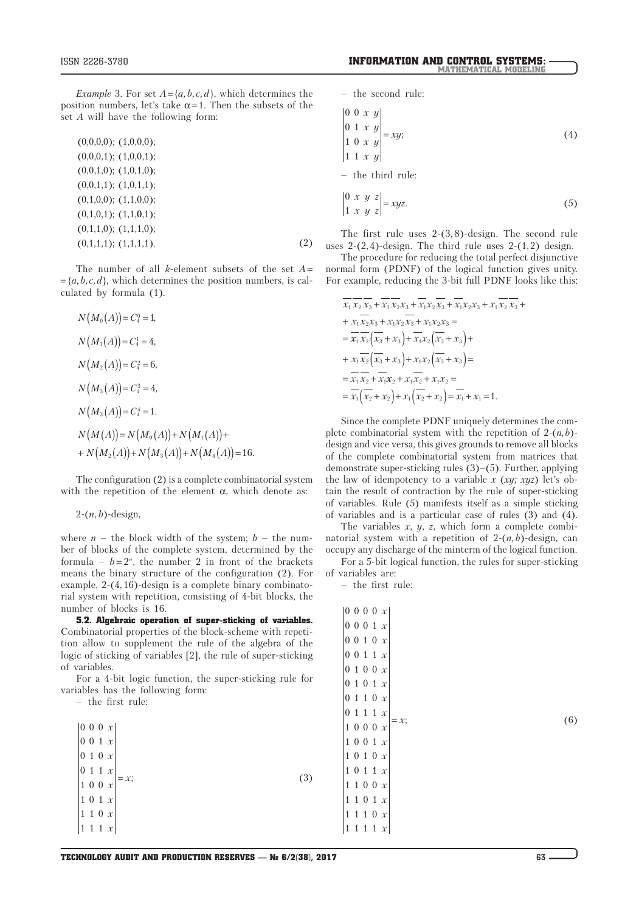*Example* 3. For set $A=\{a,b,c,d\}$, which determines the position numbers, let's take $\alpha=1$. Then the subsets of the set $A$ will have the following form:

$$
\begin{array}{l}
(0,0,0,0);\ (1,0,0,0);\\
(0,0,0,1);\ (1,0,0,1);\\
(0,0,1,0);\ (1,0,1,0);\\
(0,0,1,1);\ (1,0,1,1);\\
(0,1,0,0);\ (1,1,0,0);\\
(0,1,0,1);\ (1,1,0,1);\\
(0,1,1,0);\ (1,1,1,0);\\
(0,1,1,1);\ (1,1,1,1).
\end{array} \tag{2}
$$

The number of all $k$-element subsets of the set $A=\{a,b,c,d\}$, which determines the position numbers, is calculated by formula (1).

$$N(M_0(A))=C_4^0=1,$$

$$N(M_1(A))=C_4^1=4,$$

$$N(M_2(A))=C_4^2=6,$$

$$N(M_3(A))=C_4^3=4,$$

$$N(M_3(A))=C_4^4=1.$$

$$N(M(A))=N(M_0(A))+N(M_1(A))+$$
$$+N(M_2(A))+N(M_3(A))+N(M_4(A))=16.$$

The configuration (2) is a complete combinatorial system with the repetition of the element $\alpha$, which denote as:

$2$-$(n,b)$-design,

where $n$ – the block width of the system; $b$ – the number of blocks of the complete system, determined by the formula – $b=2^n$, the number 2 in front of the brackets means the binary structure of the configuration (2). For example, $2$-$(4,16)$-design is a complete binary combinatorial system with repetition, consisting of 4-bit blocks, the number of blocks is 16.

**5.2. Algebraic operation of super-sticking of variables.** Combinatorial properties of the block-scheme with repetition allow to supplement the rule of the algebra of the logic of sticking of variables [2], the rule of super-sticking of variables.

For a 4-bit logic function, the super-sticking rule for variables has the following form:

– the first rule:

$$
\begin{vmatrix}
0 & 0 & 0 & x\\
0 & 0 & 1 & x\\
0 & 1 & 0 & x\\
0 & 1 & 1 & x\\
1 & 0 & 0 & x\\
1 & 0 & 1 & x\\
1 & 1 & 0 & x\\
1 & 1 & 1 & x
\end{vmatrix} = x; \tag{3}
$$

– the second rule:

$$
\begin{vmatrix}
0 & 0 & x & y\\
0 & 1 & x & y\\
1 & 0 & x & y\\
1 & 1 & x & y
\end{vmatrix} = xy; \tag{4}
$$

– the third rule:

$$
\begin{vmatrix}
0 & x & y & z\\
1 & x & y & z
\end{vmatrix} = xyz. \tag{5}
$$

The first rule uses $2$-$(3,8)$-design. The second rule uses $2$-$(2,4)$-design. The third rule uses $2$-$(1,2)$ design.

The procedure for reducing the total perfect disjunctive normal form (PDNF) of the logical function gives unity. For example, reducing the 3-bit full PDNF looks like this:

$$
\overline{x}_1\overline{x}_2\overline{x}_3+\overline{x}_1\overline{x}_2x_3+\overline{x}_1x_2\overline{x}_3+\overline{x}_1x_2x_3+x_1\overline{x}_2\overline{x}_3+
$$
$$
+x_1\overline{x}_2x_3+x_1x_2\overline{x}_3+x_1x_2x_3=
$$
$$
=\overline{x}_1\overline{x}_2\left(\overline{x}_3+x_3\right)+\overline{x}_1x_2\left(\overline{x}_3+x_3\right)+
$$
$$
+x_1\overline{x}_2\left(\overline{x}_3+x_3\right)+x_1x_2\left(\overline{x}_3+x_3\right)=
$$
$$
=\overline{x}_1\overline{x}_2+\overline{x}_1x_2+x_1\overline{x}_2+x_1x_2=
$$
$$
=\overline{x}_1\left(\overline{x}_2+x_2\right)+x_1\left(\overline{x}_2+x_2\right)=\overline{x}_1+x_1=1.
$$

Since the complete PDNF uniquely determines the complete combinatorial system with the repetition of $2$-$(n,b)$-design and vice versa, this gives grounds to remove all blocks of the complete combinatorial system from matrices that demonstrate super-sticking rules (3)–(5). Further, applying the law of idempotency to a variable $x$ ($xy$; $xyz$) let's obtain the result of contraction by the rule of super-sticking of variables. Rule (5) manifests itself as a simple sticking of variables and is a particular case of rules (3) and (4).

The variables $x$, $y$, $z$, which form a complete combinatorial system with a repetition of $2$-$(n,b)$-design, can occupy any discharge of the minterm of the logical function.

For a 5-bit logical function, the rules for super-sticking of variables are:

– the first rule:

$$
\begin{vmatrix}
0 & 0 & 0 & 0 & x\\
0 & 0 & 0 & 1 & x\\
0 & 0 & 1 & 0 & x\\
0 & 0 & 1 & 1 & x\\
0 & 1 & 0 & 0 & x\\
0 & 1 & 0 & 1 & x\\
0 & 1 & 1 & 0 & x\\
0 & 1 & 1 & 1 & x\\
1 & 0 & 0 & 0 & x\\
1 & 0 & 0 & 1 & x\\
1 & 0 & 1 & 0 & x\\
1 & 0 & 1 & 1 & x\\
1 & 1 & 0 & 0 & x\\
1 & 1 & 0 & 1 & x\\
1 & 1 & 1 & 0 & x\\
1 & 1 & 1 & 1 & x
\end{vmatrix} = x; \tag{6}
$$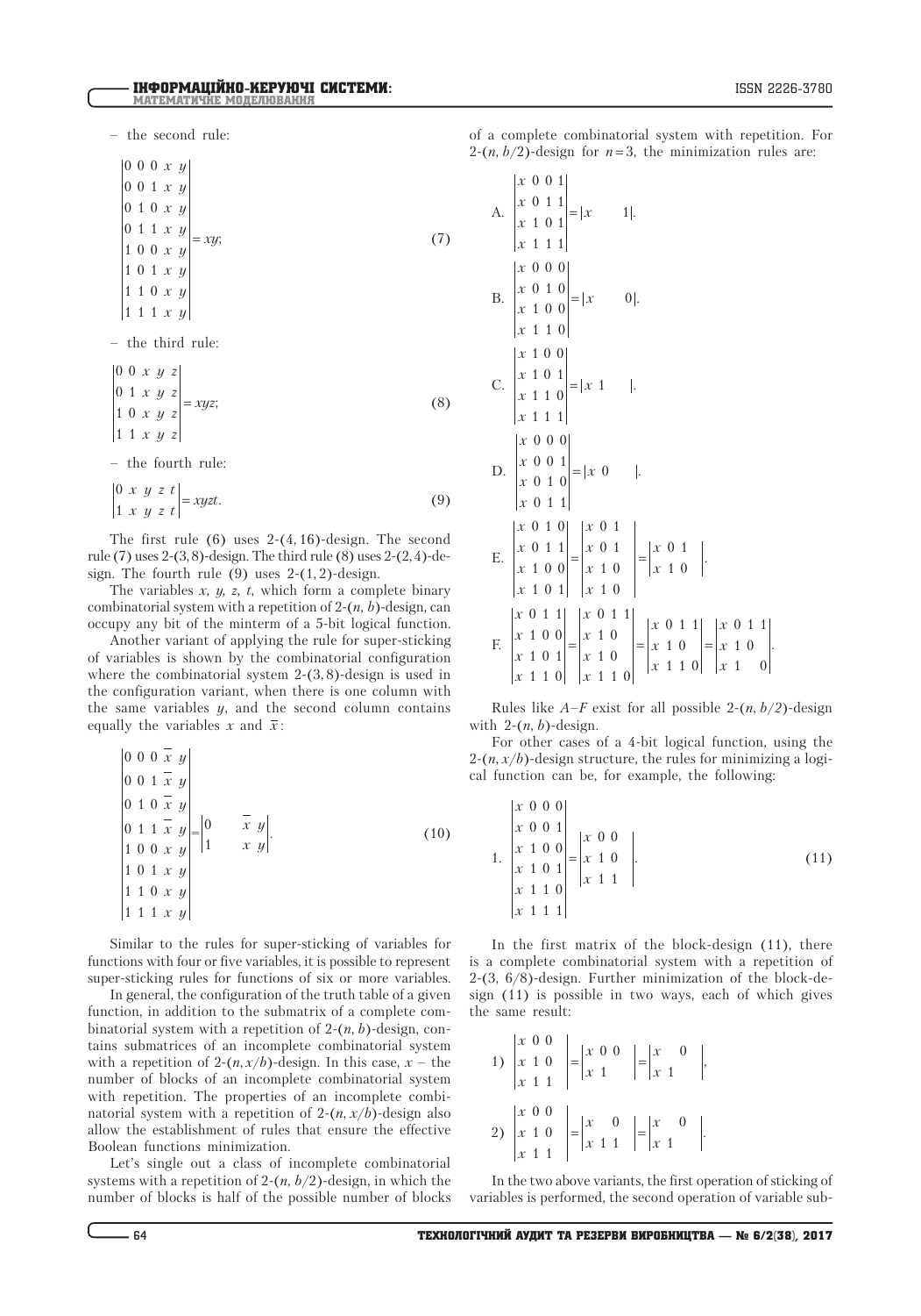– the second rule:

$$\begin{vmatrix} 0 & 0 & 0 & x & y \\ 0 & 0 & 1 & x & y \\ 0 & 1 & 0 & x & y \\ 0 & 1 & 1 & x & y \\ 1 & 0 & 0 & x & y \\ 1 & 0 & 1 & x & y \\ 1 & 1 & 0 & x & y \\ 1 & 1 & 1 & x & y \end{vmatrix} = xy; \tag{7}$$

– the third rule:

$$\begin{vmatrix} 0 & 0 & x & y & z \\ 0 & 1 & x & y & z \\ 1 & 0 & x & y & z \\ 1 & 1 & x & y & z \end{vmatrix} = xyz; \tag{8}$$

– the fourth rule:

$$\begin{vmatrix} 0 & x & y & z & t \\ 1 & x & y & z & t \end{vmatrix} = xyzt. \tag{9}$$

The first rule (6) uses 2-(4, 16)-design. The second rule (7) uses 2-(3, 8)-design. The third rule (8) uses 2-(2, 4)-design. The fourth rule (9) uses 2-(1, 2)-design.

The variables $x$, $y$, $z$, $t$, which form a complete binary combinatorial system with a repetition of 2-$(n, b)$-design, can occupy any bit of the minterm of a 5-bit logical function.

Another variant of applying the rule for super-sticking of variables is shown by the combinatorial configuration where the combinatorial system 2-(3, 8)-design is used in the configuration variant, when there is one column with the same variables $y$, and the second column contains equally the variables $x$ and $\overline{x}$:

$$\begin{vmatrix} 0 & 0 & 0 & \overline{x} & y \\ 0 & 0 & 1 & \overline{x} & y \\ 0 & 1 & 0 & \overline{x} & y \\ 0 & 1 & 1 & \overline{x} & y \\ 1 & 0 & 0 & x & y \\ 1 & 0 & 1 & x & y \\ 1 & 1 & 0 & x & y \\ 1 & 1 & 1 & x & y \end{vmatrix} = \begin{vmatrix} 0 & & & \overline{x} & y \\ 1 & & & x & y \end{vmatrix}. \tag{10}$$

Similar to the rules for super-sticking of variables for functions with four or five variables, it is possible to represent super-sticking rules for functions of six or more variables.

In general, the configuration of the truth table of a given function, in addition to the submatrix of a complete combinatorial system with a repetition of 2-$(n, b)$-design, contains submatrices of an incomplete combinatorial system with a repetition of 2-$(n, x/b)$-design. In this case, $x$ – the number of blocks of an incomplete combinatorial system with repetition. The properties of an incomplete combinatorial system with a repetition of 2-$(n, x/b)$-design also allow the establishment of rules that ensure the effective Boolean functions minimization.

Let's single out a class of incomplete combinatorial systems with a repetition of 2-$(n, b/2)$-design, in which the number of blocks is half of the possible number of blocks of a complete combinatorial system with repetition. For 2-$(n, b/2)$-design for $n=3$, the minimization rules are:

A. $\begin{vmatrix} x & 0 & 0 & 1 \\ x & 0 & 1 & 1 \\ x & 1 & 0 & 1 \\ x & 1 & 1 & 1 \end{vmatrix} = \begin{vmatrix} x & & & 1 \end{vmatrix}.$

B. $\begin{vmatrix} x & 0 & 0 & 0 \\ x & 0 & 1 & 0 \\ x & 1 & 0 & 0 \\ x & 1 & 1 & 0 \end{vmatrix} = \begin{vmatrix} x & & & 0 \end{vmatrix}.$

C. $\begin{vmatrix} x & 1 & 0 & 0 \\ x & 1 & 0 & 1 \\ x & 1 & 1 & 0 \\ x & 1 & 1 & 1 \end{vmatrix} = \begin{vmatrix} x & 1 & & \end{vmatrix}.$

D. $\begin{vmatrix} x & 0 & 0 & 0 \\ x & 0 & 0 & 1 \\ x & 0 & 1 & 0 \\ x & 0 & 1 & 1 \end{vmatrix} = \begin{vmatrix} x & 0 & & \end{vmatrix}.$

E. $\begin{vmatrix} x & 0 & 1 & 0 \\ x & 0 & 1 & 1 \\ x & 1 & 0 & 0 \\ x & 1 & 0 & 1 \end{vmatrix} = \begin{vmatrix} x & 0 & 1 & \\ x & 0 & 1 & \\ x & 1 & 0 & \\ x & 1 & 0 & \end{vmatrix} = \begin{vmatrix} x & 0 & 1 & \\ x & 1 & 0 & \end{vmatrix}.$

F. $\begin{vmatrix} x & 0 & 1 & 1 \\ x & 1 & 0 & 0 \\ x & 1 & 0 & 1 \\ x & 1 & 1 & 0 \end{vmatrix} = \begin{vmatrix} x & 0 & 1 & 1 \\ x & 1 & 0 & \\ x & 1 & 0 & \\ x & 1 & 1 & 0 \end{vmatrix} = \begin{vmatrix} x & 0 & 1 & 1 \\ x & 1 & 0 & \\ x & 1 & 1 & 0 \end{vmatrix} = \begin{vmatrix} x & 0 & 1 & 1 \\ x & 1 & 0 & \\ x & 1 & & 0 \end{vmatrix}.$

Rules like $A$–$F$ exist for all possible 2-$(n, b/2)$-design with 2-$(n, b)$-design.

For other cases of a 4-bit logical function, using the 2-$(n, x/b)$-design structure, the rules for minimizing a logical function can be, for example, the following:

$$1. \begin{vmatrix} x & 0 & 0 & 0 \\ x & 0 & 0 & 1 \\ x & 1 & 0 & 0 \\ x & 1 & 0 & 1 \\ x & 1 & 1 & 0 \\ x & 1 & 1 & 1 \end{vmatrix} = \begin{vmatrix} x & 0 & 0 & \\ x & 1 & 0 & \\ x & 1 & 1 & \end{vmatrix}. \tag{11}$$

In the first matrix of the block-design (11), there is a complete combinatorial system with a repetition of 2-(3, 6/8)-design. Further minimization of the block-design (11) is possible in two ways, each of which gives the same result:

1) $\begin{vmatrix} x & 0 & 0 & \\ x & 1 & 0 & \\ x & 1 & 1 & \end{vmatrix} = \begin{vmatrix} x & 0 & 0 & \\ x & 1 & & \end{vmatrix} = \begin{vmatrix} x & & 0 & \\ x & 1 & & \end{vmatrix},$

2) $\begin{vmatrix} x & 0 & 0 & \\ x & 1 & 0 & \\ x & 1 & 1 & \end{vmatrix} = \begin{vmatrix} x & & 0 & \\ x & 1 & 1 & \end{vmatrix} = \begin{vmatrix} x & & 0 & \\ x & 1 & & \end{vmatrix}.$

In the two above variants, the first operation of sticking of variables is performed, the second operation of variable sub-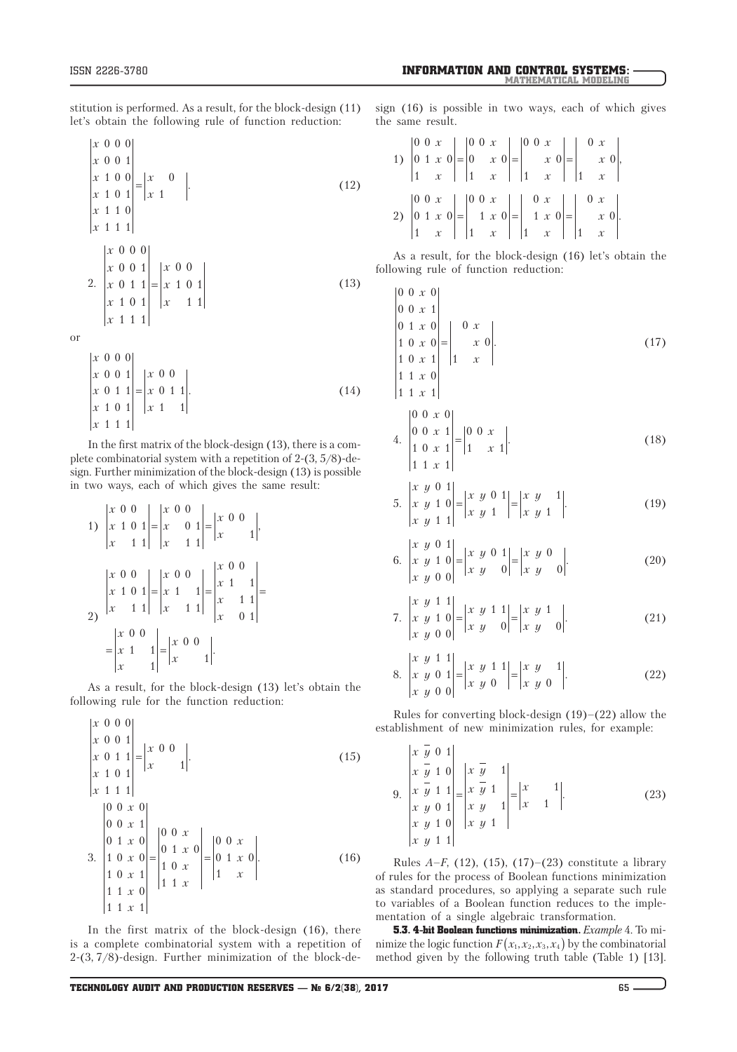stitution is performed. As a result, for the block-design (11) let's obtain the following rule of function reduction:

$$\begin{vmatrix} x & 0 & 0 & 0 \\ x & 0 & 0 & 1 \\ x & 1 & 0 & 0 \\ x & 1 & 0 & 1 \\ x & 1 & 1 & 0 \\ x & 1 & 1 & 1 \end{vmatrix} = \begin{vmatrix} x & & 0 & \\ x & 1 & & \end{vmatrix}. \qquad (12)$$

2. $$\begin{vmatrix} x & 0 & 0 & 0 \\ x & 0 & 0 & 1 \\ x & 0 & 1 & 1 \\ x & 1 & 0 & 1 \\ x & 1 & 1 & 1 \end{vmatrix} = \begin{vmatrix} x & 0 & 0 & \\ x & 1 & 0 & 1 \\ x & & 1 & 1 \end{vmatrix} \qquad (13)$$

or

$$\begin{vmatrix} x & 0 & 0 & 0 \\ x & 0 & 0 & 1 \\ x & 0 & 1 & 1 \\ x & 1 & 0 & 1 \\ x & 1 & 1 & 1 \end{vmatrix} = \begin{vmatrix} x & 0 & 0 & \\ x & 0 & 1 & 1 \\ x & 1 & & 1 \end{vmatrix}. \qquad (14)$$

In the first matrix of the block-design (13), there is a complete combinatorial system with a repetition of 2-(3, 5/8)-design. Further minimization of the block-design (13) is possible in two ways, each of which gives the same result:

1) $$\begin{vmatrix} x & 0 & 0 & \\ x & 1 & 0 & 1 \\ x & & 1 & 1 \end{vmatrix} = \begin{vmatrix} x & 0 & 0 & \\ x & & 0 & 1 \\ x & & 1 & 1 \end{vmatrix} = \begin{vmatrix} x & 0 & 0 & \\ x & & & 1 \end{vmatrix},$$

2) $$\begin{vmatrix} x & 0 & 0 & \\ x & 1 & 0 & 1 \\ x & & 1 & 1 \end{vmatrix} = \begin{vmatrix} x & 0 & 0 & \\ x & 1 & & 1 \\ x & & 1 & 1 \end{vmatrix} = \begin{vmatrix} x & 0 & 0 & \\ x & 1 & & 1 \\ x & & 1 & 1 \\ x & & 0 & 1 \end{vmatrix} = \begin{vmatrix} x & 0 & 0 & \\ x & 1 & & 1 \\ x & & & 1 \end{vmatrix} = \begin{vmatrix} x & 0 & 0 & \\ x & & & 1 \end{vmatrix}.$$

As a result, for the block-design (13) let's obtain the following rule for the function reduction:

$$\begin{vmatrix} x & 0 & 0 & 0 \\ x & 0 & 0 & 1 \\ x & 0 & 1 & 1 \\ x & 1 & 0 & 1 \\ x & 1 & 1 & 1 \end{vmatrix} = \begin{vmatrix} x & 0 & 0 & \\ x & & & 1 \end{vmatrix}. \qquad (15)$$

3. $$\begin{vmatrix} 0 & 0 & x & 0 \\ 0 & 0 & x & 1 \\ 0 & 1 & x & 0 \\ 1 & 0 & x & 0 \\ 1 & 0 & x & 1 \\ 1 & 1 & x & 0 \\ 1 & 1 & x & 1 \end{vmatrix} = \begin{vmatrix} 0 & 0 & x & \\ 0 & 1 & x & 0 \\ 1 & 0 & x & \\ 1 & 1 & x & \end{vmatrix} = \begin{vmatrix} 0 & 0 & x & \\ 0 & 1 & x & 0 \\ 1 & & x & \end{vmatrix}. \qquad (16)$$

In the first matrix of the block-design (16), there is a complete combinatorial system with a repetition of 2-(3, 7/8)-design. Further minimization of the block-design (16) is possible in two ways, each of which gives the same result.

1) $$\begin{vmatrix} 0 & 0 & x & \\ 0 & 1 & x & 0 \\ 1 & & x & \end{vmatrix} = \begin{vmatrix} 0 & 0 & x & \\ 0 & & x & 0 \\ 1 & & x & \end{vmatrix} = \begin{vmatrix} 0 & 0 & x & \\ & & x & 0 \\ 1 & & x & \end{vmatrix} = \begin{vmatrix} & 0 & x & \\ & & x & 0 \\ 1 & & x & \end{vmatrix},$$

2) $$\begin{vmatrix} 0 & 0 & x & \\ 0 & 1 & x & 0 \\ 1 & & x & \end{vmatrix} = \begin{vmatrix} 0 & 0 & x & \\ & 1 & x & 0 \\ 1 & & x & \end{vmatrix} = \begin{vmatrix} & 0 & x & \\ & 1 & x & 0 \\ 1 & & x & \end{vmatrix} = \begin{vmatrix} & 0 & x & \\ & & x & 0 \\ 1 & & x & \end{vmatrix}.$$

As a result, for the block-design (16) let's obtain the following rule of function reduction:

$$\begin{vmatrix} 0 & 0 & x & 0 \\ 0 & 0 & x & 1 \\ 0 & 1 & x & 0 \\ 1 & 0 & x & 0 \\ 1 & 0 & x & 1 \\ 1 & 1 & x & 0 \\ 1 & 1 & x & 1 \end{vmatrix} = \begin{vmatrix} & 0 & x & \\ & & x & 0 \\ 1 & & x & \end{vmatrix}. \qquad (17)$$

4. $$\begin{vmatrix} 0 & 0 & x & 0 \\ 0 & 0 & x & 1 \\ 1 & 0 & x & 1 \\ 1 & 1 & x & 1 \end{vmatrix} = \begin{vmatrix} 0 & 0 & x & \\ 1 & & x & 1 \end{vmatrix}. \qquad (18)$$

5. $$\begin{vmatrix} x & y & 0 & 1 \\ x & y & 1 & 0 \\ x & y & 1 & 1 \end{vmatrix} = \begin{vmatrix} x & y & 0 & 1 \\ x & y & 1 & \end{vmatrix} = \begin{vmatrix} x & y & & 1 \\ x & y & 1 & \end{vmatrix}. \qquad (19)$$

6. $$\begin{vmatrix} x & y & 0 & 1 \\ x & y & 1 & 0 \\ x & y & 0 & 0 \end{vmatrix} = \begin{vmatrix} x & y & 0 & 1 \\ x & y & & 0 \end{vmatrix} = \begin{vmatrix} x & y & 0 & \\ x & y & & 0 \end{vmatrix}. \qquad (20)$$

7. $$\begin{vmatrix} x & y & 1 & 1 \\ x & y & 1 & 0 \\ x & y & 0 & 0 \end{vmatrix} = \begin{vmatrix} x & y & 1 & 1 \\ x & y & & 0 \end{vmatrix} = \begin{vmatrix} x & y & 1 & \\ x & y & & 0 \end{vmatrix}. \qquad (21)$$

8. $$\begin{vmatrix} x & y & 1 & 1 \\ x & y & 0 & 1 \\ x & y & 0 & 0 \end{vmatrix} = \begin{vmatrix} x & y & 1 & 1 \\ x & y & 0 & \end{vmatrix} = \begin{vmatrix} x & y & & 1 \\ x & y & 0 & \end{vmatrix}. \qquad (22)$$

Rules for converting block-design (19)–(22) allow the establishment of new minimization rules, for example:

9. $$\begin{vmatrix} x & \overline{y} & 0 & 1 \\ x & \overline{y} & 1 & 0 \\ x & \overline{y} & 1 & 1 \\ x & y & 0 & 1 \\ x & y & 1 & 0 \\ x & y & 1 & 1 \end{vmatrix} = \begin{vmatrix} x & \overline{y} & & 1 \\ x & \overline{y} & 1 & \\ x & y & & 1 \\ x & y & 1 & \end{vmatrix} = \begin{vmatrix} x & & & 1 \\ x & & 1 & \end{vmatrix}. \qquad (23)$$

Rules *A–F*, (12), (15), (17)–(23) constitute a library of rules for the process of Boolean functions minimization as standard procedures, so applying a separate such rule to variables of a Boolean function reduces to the implementation of a single algebraic transformation.

**5.3. 4-bit Boolean functions minimization.** *Example* 4. To minimize the logic function $F(x_1,x_2,x_3,x_4)$ by the combinatorial method given by the following truth table (Table 1) [13].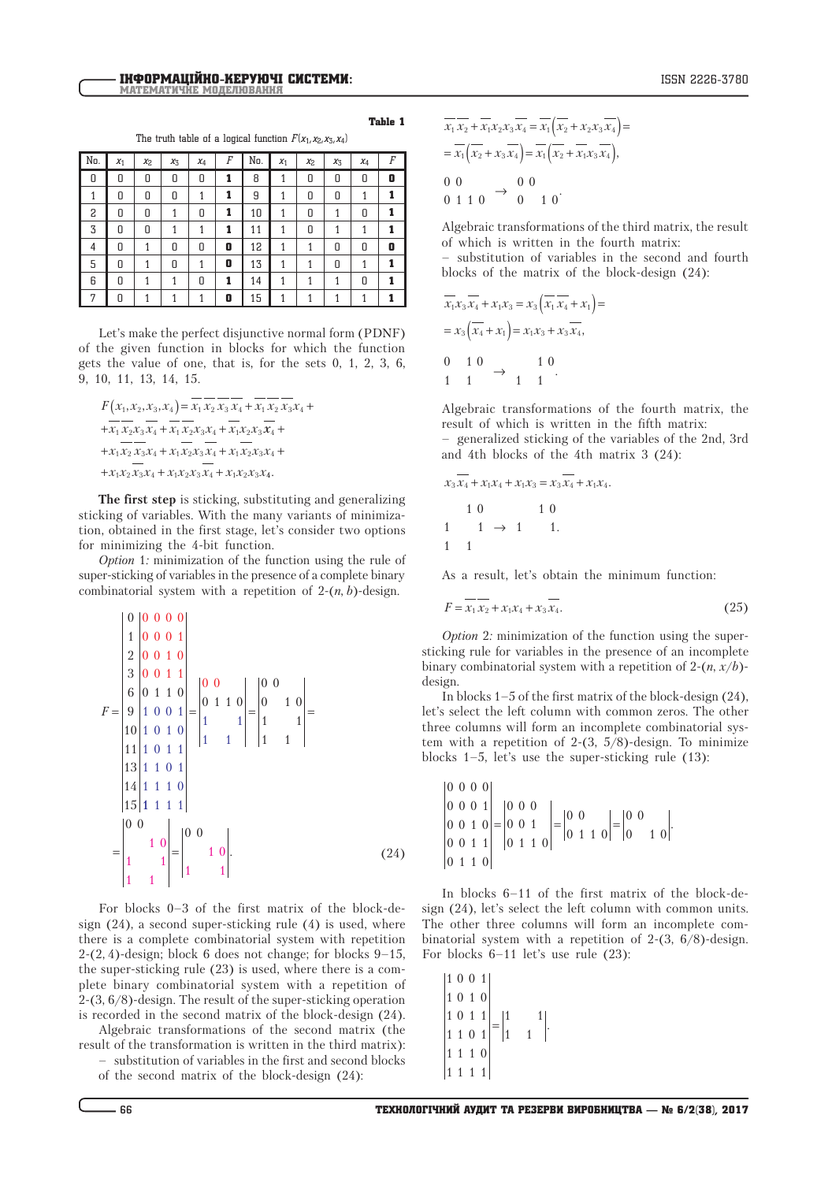**Table 1**

The truth table of a logical function $F(x_1, x_2, x_3, x_4)$

| No. | $x_1$ | $x_2$ | $x_3$ | $x_4$ | $F$ | No. | $x_1$ | $x_2$ | $x_3$ | $x_4$ | $F$ |
|---|---|---|---|---|---|---|---|---|---|---|---|
| 0 | 0 | 0 | 0 | 0 | **1** | 8 | 1 | 0 | 0 | 0 | **0** |
| 1 | 0 | 0 | 0 | 1 | **1** | 9 | 1 | 0 | 0 | 1 | **1** |
| 2 | 0 | 0 | 1 | 0 | **1** | 10 | 1 | 0 | 1 | 0 | **1** |
| 3 | 0 | 0 | 1 | 1 | **1** | 11 | 1 | 0 | 1 | 1 | **1** |
| 4 | 0 | 1 | 0 | 0 | **0** | 12 | 1 | 1 | 0 | 0 | **0** |
| 5 | 0 | 1 | 0 | 1 | **0** | 13 | 1 | 1 | 0 | 1 | **1** |
| 6 | 0 | 1 | 1 | 0 | **1** | 14 | 1 | 1 | 1 | 0 | **1** |
| 7 | 0 | 1 | 1 | 1 | **0** | 15 | 1 | 1 | 1 | 1 | **1** |

Let's make the perfect disjunctive normal form (PDNF) of the given function in blocks for which the function gets the value of one, that is, for the sets 0, 1, 2, 3, 6, 9, 10, 11, 13, 14, 15.

$$F(x_1,x_2,x_3,x_4)=\overline{x_1}\,\overline{x_2}\,\overline{x_3}\,\overline{x_4}+\overline{x_1}\,\overline{x_2}\,\overline{x_3}x_4+\overline{x_1}\,\overline{x_2}x_3\overline{x_4}+\overline{x_1}\,\overline{x_2}x_3x_4+\overline{x_1}x_2x_3\overline{x_4}+x_1\overline{x_2}\,\overline{x_3}x_4+x_1\overline{x_2}x_3\overline{x_4}+x_1\overline{x_2}x_3x_4+x_1x_2\overline{x_3}x_4+x_1x_2x_3\overline{x_4}+x_1x_2x_3x_4.$$

**The first step** is sticking, substituting and generalizing sticking of variables. With the many variants of minimization, obtained in the first stage, let's consider two options for minimizing the 4-bit function.

*Option* 1*:* minimization of the function using the rule of super-sticking of variables in the presence of a complete binary combinatorial system with a repetition of 2-$(n, b)$-design.

$$F=\begin{vmatrix}0\\1\\2\\3\\6\\9\\10\\11\\13\\14\\15\end{vmatrix}\begin{vmatrix}0&0&0&0\\0&0&0&1\\0&0&1&0\\0&0&1&1\\0&1&1&0\\1&0&0&1\\1&0&1&0\\1&0&1&1\\1&1&0&1\\1&1&1&0\\1&1&1&1\end{vmatrix}=\begin{vmatrix}0&0&&\\0&1&1&0\\1&&&1\\1&&1&\end{vmatrix}=\begin{vmatrix}0&0&&\\0&&1&0\\1&&&1\\1&&1&\end{vmatrix}=$$

$$=\begin{vmatrix}0&0&&\\&&1&0\\1&&&1\\1&&1&\end{vmatrix}=\begin{vmatrix}0&0&&\\&&1&0\\1&&&1\end{vmatrix}. \qquad (24)$$

For blocks 0–3 of the first matrix of the block-design (24), a second super-sticking rule (4) is used, where there is a complete combinatorial system with repetition 2-(2, 4)-design; block 6 does not change; for blocks 9–15, the super-sticking rule (23) is used, where there is a complete binary combinatorial system with a repetition of 2-(3, 6/8)-design. The result of the super-sticking operation is recorded in the second matrix of the block-design (24).

Algebraic transformations of the second matrix (the result of the transformation is written in the third matrix):
– substitution of variables in the first and second blocks of the second matrix of the block-design (24):

$$\overline{x_1}\,\overline{x_2}+\overline{x_1}x_2x_3\overline{x_4}=\overline{x_1}\left(\overline{x_2}+x_2x_3\overline{x_4}\right)=$$
$$=\overline{x_1}\left(\overline{x_2}+x_3\overline{x_4}\right)=\overline{x_1}\left(\overline{x_2}+\overline{x_1}x_3\overline{x_4}\right),$$

$$\begin{matrix}0&0&&\\0&1&1&0\end{matrix}\ \rightarrow\ \begin{matrix}0&0&&\\0&&1&0\end{matrix}.$$

Algebraic transformations of the third matrix, the result of which is written in the fourth matrix:
– substitution of variables in the second and fourth blocks of the matrix of the block-design (24):

$$\overline{x_1}x_3\overline{x_4}+x_1x_3=x_3\left(\overline{x_1}\,\overline{x_4}+x_1\right)=$$
$$=x_3\left(\overline{x_4}+x_1\right)=x_1x_3+x_3\overline{x_4},$$

$$\begin{matrix}0&&1&0\\1&&1&\end{matrix}\ \rightarrow\ \begin{matrix}&&1&0\\1&&1&\end{matrix}.$$

Algebraic transformations of the fourth matrix, the result of which is written in the fifth matrix:
– generalized sticking of the variables of the 2nd, 3rd and 4th blocks of the 4th matrix 3 (24):

$$x_3\overline{x_4}+x_1x_4+x_1x_3=x_3\overline{x_4}+x_1x_4.$$

$$\begin{matrix}&&1&0\\1&&&1\\1&&1&\end{matrix}\ \rightarrow\ \begin{matrix}&&1&0\\1&&&1\end{matrix}.$$

As a result, let's obtain the minimum function:

$$F=\overline{x_1}\,\overline{x_2}+x_1x_4+x_3\overline{x_4}. \qquad (25)$$

*Option* 2*:* minimization of the function using the super-sticking rule for variables in the presence of an incomplete binary combinatorial system with a repetition of 2-$(n, x/b)$-design.

In blocks 1–5 of the first matrix of the block-design (24), let's select the left column with common zeros. The other three columns will form an incomplete combinatorial system with a repetition of 2-(3, 5/8)-design. To minimize blocks 1–5, let's use the super-sticking rule (13):

$$\begin{vmatrix}0&0&0&0\\0&0&0&1\\0&0&1&0\\0&0&1&1\\0&1&1&0\end{vmatrix}=\begin{vmatrix}0&0&0&\\0&0&1&\\0&1&1&0\end{vmatrix}=\begin{vmatrix}0&0&&\\0&1&1&0\end{vmatrix}=\begin{vmatrix}0&0&&\\0&&1&0\end{vmatrix}.$$

In blocks 6–11 of the first matrix of the block-design (24), let's select the left column with common units. The other three columns will form an incomplete combinatorial system with a repetition of 2-(3, 6/8)-design. For blocks 6–11 let's use rule (23):

$$\begin{vmatrix}1&0&0&1\\1&0&1&0\\1&0&1&1\\1&1&0&1\\1&1&1&0\\1&1&1&1\end{vmatrix}=\begin{vmatrix}1&&&1\\1&&1&\end{vmatrix}.$$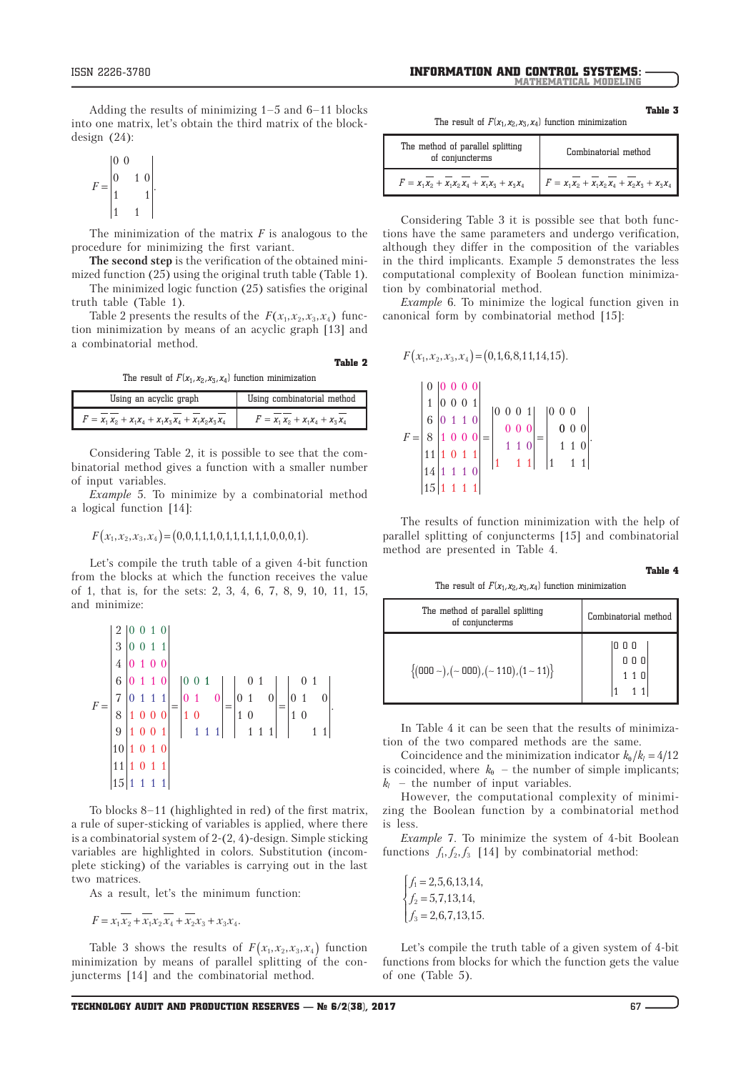Adding the results of minimizing 1–5 and 6–11 blocks into one matrix, let's obtain the third matrix of the block-design (24):

$$F=\begin{vmatrix} 0 & 0 & & \\ 0 & & 1 & 0 \\ 1 & & & 1 \\ 1 & & 1 & \end{vmatrix}.$$

The minimization of the matrix $F$ is analogous to the procedure for minimizing the first variant.

**The second step** is the verification of the obtained minimized function (25) using the original truth table (Table 1).

The minimized logic function (25) satisfies the original truth table (Table 1).

Table 2 presents the results of the $F(x_1,x_2,x_3,x_4)$ function minimization by means of an acyclic graph [13] and a combinatorial method.

**Table 2**

The result of $F(x_1,x_2,x_3,x_4)$ function minimization

| Using an acyclic graph | Using combinatorial method |
|---|---|
| $F=\overline{x_1}\,\overline{x_2}+x_1x_4+x_1x_3\overline{x_4}+\overline{x_1}x_2x_3\overline{x_4}$ | $F=\overline{x_1}\,\overline{x_2}+x_1x_4+x_3\overline{x_4}$ |

Considering Table 2, it is possible to see that the combinatorial method gives a function with a smaller number of input variables.

*Example* 5. To minimize by a combinatorial method a logical function [14]:

$$F(x_1,x_2,x_3,x_4)=(0,0,1,1,1,0,1,1,1,1,1,1,0,0,0,1).$$

Let's compile the truth table of a given 4-bit function from the blocks at which the function receives the value of 1, that is, for the sets: 2, 3, 4, 6, 7, 8, 9, 10, 11, 15, and minimize:

$$F=\begin{vmatrix} 2 & 0\,0\,1\,0 \\ 3 & 0\,0\,1\,1 \\ 4 & 0\,1\,0\,0 \\ 6 & 0\,1\,1\,0 \\ 7 & 0\,1\,1\,1 \\ 8 & 1\,0\,0\,0 \\ 9 & 1\,0\,0\,1 \\ 10 & 1\,0\,1\,0 \\ 11 & 1\,0\,1\,1 \\ 15 & 1\,1\,1\,1 \end{vmatrix}=\begin{vmatrix} 0 & 0 & 1 & \\ 0 & 1 & & 0 \\ 1 & 0 & & \\ & 1 & 1 & 1 \end{vmatrix}=\begin{vmatrix} & & 0 & 1 \\ 0 & 1 & & 0 \\ 1 & 0 & & \\ & 1 & 1 & 1 \end{vmatrix}=\begin{vmatrix} & & 0 & 1 \\ 0 & 1 & & 0 \\ 1 & 0 & & \\ & & 1 & 1 \end{vmatrix}.$$

To blocks 8–11 (highlighted in red) of the first matrix, a rule of super-sticking of variables is applied, where there is a combinatorial system of 2-(2, 4)-design. Simple sticking variables are highlighted in colors. Substitution (incomplete sticking) of the variables is carrying out in the last two matrices.

As a result, let's the minimum function:

$$F=x_1\overline{x_2}+\overline{x_1}x_2\overline{x_4}+\overline{x_2}x_3+x_3x_4.$$

Table 3 shows the results of $F(x_1,x_2,x_3,x_4)$ function minimization by means of parallel splitting of the conjuncterms [14] and the combinatorial method.

**Table 3**

The result of $F(x_1,x_2,x_3,x_4)$ function minimization

| The method of parallel splitting of conjuncterms | Combinatorial method |
|---|---|
| $F=x_1\overline{x_2}+\overline{x_1}x_2\overline{x_4}+\overline{x_1}x_3+x_3x_4$ | $F=x_1\overline{x_2}+\overline{x_1}x_2\overline{x_4}+\overline{x_2}x_3+x_3x_4$ |

Considering Table 3 it is possible see that both functions have the same parameters and undergo verification, although they differ in the composition of the variables in the third implicants. Example 5 demonstrates the less computational complexity of Boolean function minimization by combinatorial method.

*Example* 6. To minimize the logical function given in canonical form by combinatorial method [15]:

$$F(x_1,x_2,x_3,x_4)=(0,1,6,8,11,14,15).$$

$$F=\begin{vmatrix} 0 & 0\,0\,0\,0 \\ 1 & 0\,0\,0\,1 \\ 6 & 0\,1\,1\,0 \\ 8 & 1\,0\,0\,0 \\ 11 & 1\,0\,1\,1 \\ 14 & 1\,1\,1\,0 \\ 15 & 1\,1\,1\,1 \end{vmatrix}=\begin{vmatrix} 0 & 0 & 0 & 1 \\ & 0 & 0 & 0 \\ & 1 & 1 & 0 \\ 1 & & 1 & 1 \end{vmatrix}=\begin{vmatrix} 0 & 0 & 0 & \\ & 0 & 0 & 0 \\ & 1 & 1 & 0 \\ 1 & & 1 & 1 \end{vmatrix}.$$

The results of function minimization with the help of parallel splitting of conjuncterms [15] and combinatorial method are presented in Table 4.

**Table 4**

The result of $F(x_1,x_2,x_3,x_4)$ function minimization

| The method of parallel splitting of conjuncterms | Combinatorial method |
|---|---|
| $\{(000-),(-000),(-110),(1-11)\}$ | $\begin{vmatrix} 0 & 0 & 0 & \\ & 0 & 0 & 0 \\ & 1 & 1 & 0 \\ 1 & & 1 & 1 \end{vmatrix}$ |

In Table 4 it can be seen that the results of minimization of the two compared methods are the same.

Coincidence and the minimization indicator $k_\theta/k_l=4/12$ is coincided, where $k_\theta$ – the number of simple implicants; $k_l$ – the number of input variables.

However, the computational complexity of minimizing the Boolean function by a combinatorial method is less.

*Example* 7. To minimize the system of 4-bit Boolean functions $f_1,f_2,f_3$ [14] by combinatorial method:

$$\begin{cases} f_1=2,5,6,13,14, \\ f_2=5,7,13,14, \\ f_3=2,6,7,13,15. \end{cases}$$

Let's compile the truth table of a given system of 4-bit functions from blocks for which the function gets the value of one (Table 5).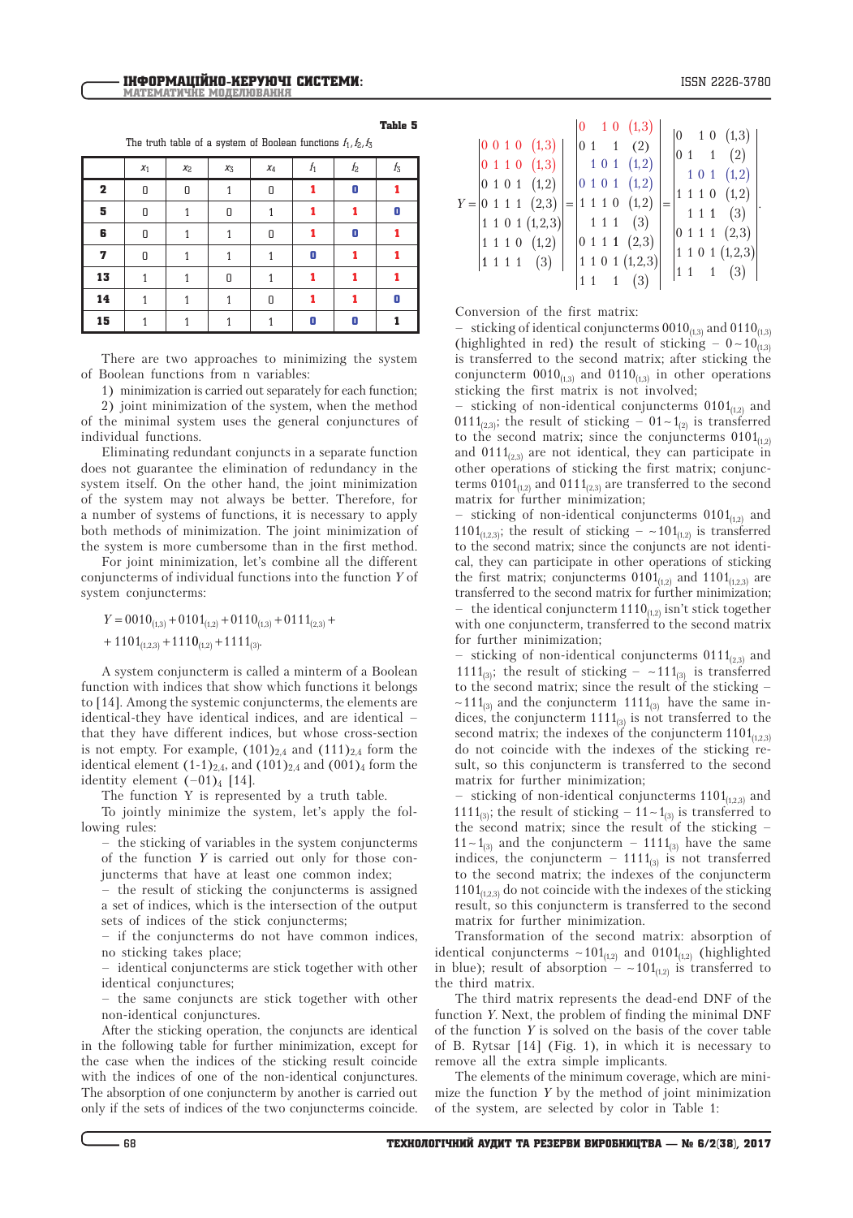Table 5

The truth table of a system of Boolean functions $f_1, f_2, f_3$

| | $x_1$ | $x_2$ | $x_3$ | $x_4$ | $f_1$ | $f_2$ | $f_3$ |
|---|---|---|---|---|---|---|---|
| **2** | 0 | 0 | 1 | 0 | 1 | 0 | 1 |
| **5** | 0 | 1 | 0 | 1 | 1 | 1 | 0 |
| **6** | 0 | 1 | 1 | 0 | 1 | 0 | 1 |
| **7** | 0 | 1 | 1 | 1 | 0 | 1 | 1 |
| **13** | 1 | 1 | 0 | 1 | 1 | 1 | 1 |
| **14** | 1 | 1 | 1 | 0 | 1 | 1 | 0 |
| **15** | 1 | 1 | 1 | 1 | 0 | 0 | 1 |

There are two approaches to minimizing the system of Boolean functions from n variables:

1) minimization is carried out separately for each function;

2) joint minimization of the system, when the method of the minimal system uses the general conjunctures of individual functions.

Eliminating redundant conjuncts in a separate function does not guarantee the elimination of redundancy in the system itself. On the other hand, the joint minimization of the system may not always be better. Therefore, for a number of systems of functions, it is necessary to apply both methods of minimization. The joint minimization of the system is more cumbersome than in the first method.

For joint minimization, let's combine all the different conjuncterms of individual functions into the function $Y$ of system conjuncterms:

$$Y = 0010_{(1,3)} + 0101_{(1,2)} + 0110_{(1,3)} + 0111_{(2,3)} + 1101_{(1,2,3)} + 1110_{(1,2)} + 1111_{(3)}.$$

A system conjuncterm is called a minterm of a Boolean function with indices that show which functions it belongs to [14]. Among the systemic conjuncterms, the elements are identical-they have identical indices, and are identical – that they have different indices, but whose cross-section is not empty. For example, $(101)_{2,4}$ and $(111)_{2,4}$ form the identical element $(1\text{-}1)_{2,4}$, and $(101)_{2,4}$ and $(001)_4$ form the identity element $(-01)_4$ [14].

The function Y is represented by a truth table.

To jointly minimize the system, let's apply the following rules:

– the sticking of variables in the system conjuncterms of the function $Y$ is carried out only for those conjuncterms that have at least one common index;

– the result of sticking the conjuncterms is assigned a set of indices, which is the intersection of the output sets of indices of the stick conjuncterms;

– if the conjuncterms do not have common indices, no sticking takes place;

– identical conjuncterms are stick together with other identical conjunctures;

– the same conjuncts are stick together with other non-identical conjunctures.

After the sticking operation, the conjuncts are identical in the following table for further minimization, except for the case when the indices of the sticking result coincide with the indices of one of the non-identical conjuncterms. The absorption of one conjuncterm by another is carried out only if the sets of indices of the two conjuncterms coincide.

$$Y = \begin{vmatrix} 0\,0\,1\,0 & (1,3) \\ 0\,1\,1\,0 & (1,3) \\ 0\,1\,0\,1 & (1,2) \\ 0\,1\,1\,1 & (2,3) \\ 1\,1\,0\,1 & (1,2,3) \\ 1\,1\,1\,0 & (1,2) \\ 1\,1\,1\,1 & (3) \end{vmatrix} = \begin{vmatrix} 0\;\;1\,0 & (1,3) \\ 0\,1\;\;1 & (2) \\ \;\;1\,0\,1 & (1,2) \\ 0\,1\,0\,1 & (1,2) \\ 1\,1\,1\,0 & (1,2) \\ \;\;1\,1\,1 & (3) \\ 0\,1\,1\,1 & (2,3) \\ 1\,1\,0\,1 & (1,2,3) \\ 1\,1\;\;1 & (3) \end{vmatrix} = \begin{vmatrix} 0\;\;1\,0 & (1,3) \\ 0\,1\;\;1 & (2) \\ \;\;1\,0\,1 & (1,2) \\ 1\,1\,1\,0 & (1,2) \\ \;\;1\,1\,1 & (3) \\ 0\,1\,1\,1 & (2,3) \\ 1\,1\,0\,1 & (1,2,3) \\ 1\,1\;\;1 & (3) \end{vmatrix}.$$

Conversion of the first matrix:

– sticking of identical conjuncterms $0010_{(1,3)}$ and $0110_{(1,3)}$ (highlighted in red) the result of sticking – $0{\sim}10_{(1,3)}$ is transferred to the second matrix; after sticking the conjuncterm $0010_{(1,3)}$ and $0110_{(1,3)}$ in other operations sticking the first matrix is not involved;

– sticking of non-identical conjuncterms $0101_{(1,2)}$ and $0111_{(2,3)}$; the result of sticking – $01{\sim}1_{(2)}$ is transferred to the second matrix; since the conjuncterms $0101_{(1,2)}$ and $0111_{(2,3)}$ are not identical, they can participate in other operations of sticking the first matrix; conjuncterms $0101_{(1,2)}$ and $0111_{(2,3)}$ are transferred to the second matrix for further minimization;

– sticking of non-identical conjuncterms $0101_{(1,2)}$ and $1101_{(1,2,3)}$; the result of sticking – ${\sim}101_{(1,2)}$ is transferred to the second matrix; since the conjuncts are not identical, they can participate in other operations of sticking the first matrix; conjuncterms $0101_{(1,2)}$ and $1101_{(1,2,3)}$ are transferred to the second matrix for further minimization;

– the identical conjuncterm $1110_{(1,2)}$ isn't stick together with one conjuncterm, transferred to the second matrix for further minimization;

– sticking of non-identical conjuncterms $0111_{(2,3)}$ and $1111_{(3)}$; the result of sticking – ${\sim}111_{(3)}$ is transferred to the second matrix; since the result of the sticking – ${\sim}111_{(3)}$ and the conjuncterm $1111_{(3)}$ have the same indices, the conjuncterm $1111_{(3)}$ is not transferred to the second matrix; the indexes of the conjuncterm $1101_{(1,2,3)}$ do not coincide with the indexes of the sticking result, so this conjuncterm is transferred to the second matrix for further minimization;

– sticking of non-identical conjuncterms $1101_{(1,2,3)}$ and $1111_{(3)}$; the result of sticking – $11{\sim}1_{(3)}$ is transferred to the second matrix; since the result of the sticking – $11{\sim}1_{(3)}$ and the conjuncterm – $1111_{(3)}$ have the same indices, the conjuncterm – $1111_{(3)}$ is not transferred to the second matrix; the indexes of the conjuncterm $1101_{(1,2,3)}$ do not coincide with the indexes of the sticking result, so this conjuncterm is transferred to the second matrix for further minimization.

Transformation of the second matrix: absorption of identical conjuncterms ${\sim}101_{(1,2)}$ and $0101_{(1,2)}$ (highlighted in blue); result of absorption – ${\sim}101_{(1,2)}$ is transferred to the third matrix.

The third matrix represents the dead-end DNF of the function $Y$. Next, the problem of finding the minimal DNF of the function $Y$ is solved on the basis of the cover table of B. Rytsar [14] (Fig. 1), in which it is necessary to remove all the extra simple implicants.

The elements of the minimum coverage, which are minimize the function $Y$ by the method of joint minimization of the system, are selected by color in Table 1: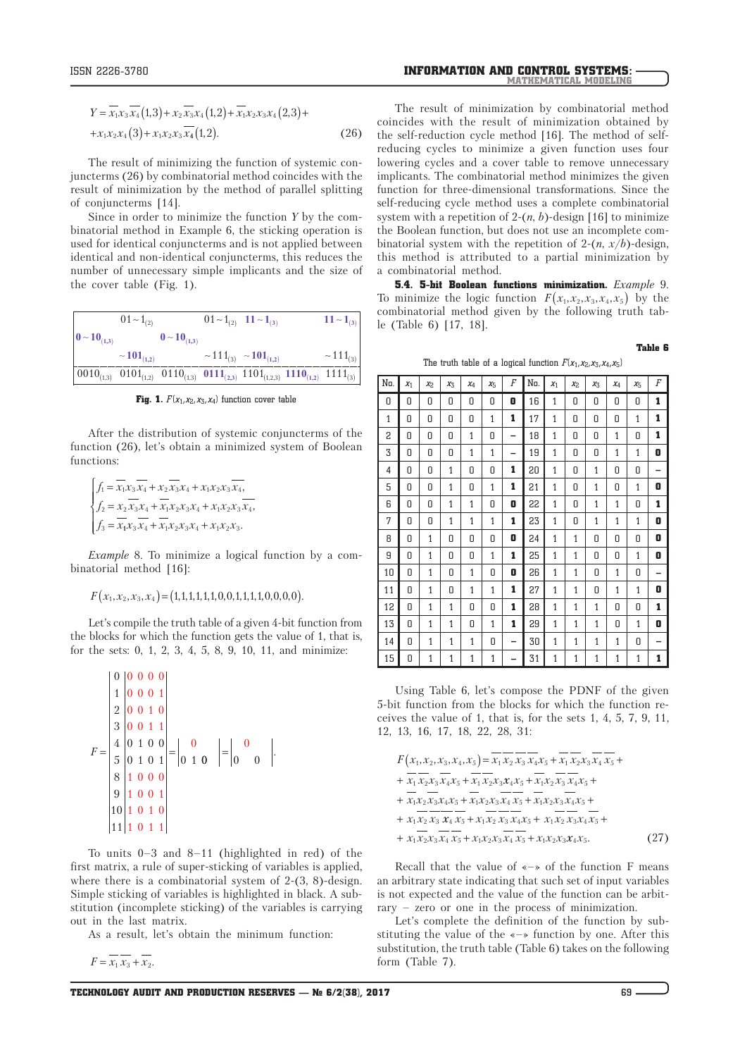$$
\begin{aligned}
Y = {} & \overline{x_1}x_3\overline{x_4}(1,3) + x_2\overline{x_3}x_4(1,2) + \overline{x_1}x_2x_3x_4(2,3) + \\
& + x_1x_2x_4(3) + x_1x_2x_3\overline{x_4}(1,2).
\end{aligned} \qquad (26)
$$

The result of minimizing the function of systemic conjuncterms (26) by combinatorial method coincides with the result of minimization by the method of parallel splitting of conjuncterms [14].

Since in order to minimize the function $Y$ by the combinatorial method in Example 6, the sticking operation is used for identical conjuncterms and is not applied between identical and non-identical conjuncterms, this reduces the number of unnecessary simple implicants and the size of the cover table (Fig. 1).

| | | | | | | |
|---|---|---|---|---|---|---|
| | $01\sim1_{(2)}$ | | $01\sim1_{(2)}$ | $11\sim1_{(3)}$ | | $11\sim1_{(3)}$ |
| $0\sim10_{(1,3)}$ | | $0\sim10_{(1,3)}$ | | | | |
| | $\sim101_{(1,2)}$ | | $\sim111_{(3)}$ | $\sim101_{(1,2)}$ | | $\sim111_{(3)}$ |
| $0010_{(1,3)}$ | $0101_{(1,2)}$ | $0110_{(1,3)}$ | $0111_{(2,3)}$ | $1101_{(1,2,3)}$ | $1110_{(1,2)}$ | $1111_{(3)}$ |

**Fig. 1.** $F(x_1,x_2,x_3,x_4)$ function cover table

After the distribution of systemic conjuncterms of the function (26), let's obtain a minimized system of Boolean functions:

$$
\begin{cases}
f_1 = \overline{x_1}x_3\overline{x_4} + x_2\overline{x_3}x_4 + x_1x_2x_3\overline{x_4}, \\
f_2 = x_2\overline{x_3}x_4 + \overline{x_1}x_2x_3x_4 + x_1x_2x_3\overline{x_4}, \\
f_3 = \overline{x_1}x_3\overline{x_4} + \overline{x_1}x_2x_3x_4 + x_1x_2x_3.
\end{cases}
$$

*Example* 8. To minimize a logical function by a combinatorial method [16]:

$$F(x_1,x_2,x_3,x_4) = (1,1,1,1,1,1,0,0,1,1,1,1,0,0,0,0).$$

Let's compile the truth table of a given 4-bit function from the blocks for which the function gets the value of 1, that is, for the sets: 0, 1, 2, 3, 4, 5, 8, 9, 10, 11, and minimize:

$$
F = \left|\begin{matrix} 0 \\ 1 \\ 2 \\ 3 \\ 4 \\ 5 \\ 8 \\ 9 \\ 10 \\ 11 \end{matrix}\right|\begin{matrix} 0\,0\,0\,0 \\ 0\,0\,0\,1 \\ 0\,0\,1\,0 \\ 0\,0\,1\,1 \\ 0\,1\,0\,0 \\ 0\,1\,0\,1 \\ 1\,0\,0\,0 \\ 1\,0\,0\,1 \\ 1\,0\,1\,0 \\ 1\,0\,1\,1 \end{matrix}\right| = \left|\begin{matrix} \;\;0\;\; \\ 0\;1\;0 \end{matrix}\right| = \left|\begin{matrix} \;\;0\;\; \\ 0\quad 0 \end{matrix}\right|.
$$

To units 0–3 and 8–11 (highlighted in red) of the first matrix, a rule of super-sticking of variables is applied, where there is a combinatorial system of 2-(3, 8)-design. Simple sticking of variables is highlighted in black. A substitution (incomplete sticking) of the variables is carrying out in the last matrix.

As a result, let's obtain the minimum function:

$$F = \overline{x_1}\,\overline{x_3} + \overline{x_2}.$$

The result of minimization by combinatorial method coincides with the result of minimization obtained by the self-reduction cycle method [16]. The method of self-reducing cycles to minimize a given function uses four lowering cycles and a cover table to remove unnecessary implicants. The combinatorial method minimizes the given function for three-dimensional transformations. Since the self-reducing cycle method uses a complete combinatorial system with a repetition of 2-($n$, $b$)-design [16] to minimize the Boolean function, but does not use an incomplete combinatorial system with the repetition of 2-($n$, $x/b$)-design, this method is attributed to a partial minimization by a combinatorial method.

**5.4. 5-bit Boolean functions minimization.** *Example* 9. To minimize the logic function $F(x_1,x_2,x_3,x_4,x_5)$ by the combinatorial method given by the following truth table (Table 6) [17, 18].

**Table 6**

The truth table of a logical function $F(x_1,x_2,x_3,x_4,x_5)$

| No. | $x_1$ | $x_2$ | $x_3$ | $x_4$ | $x_5$ | $F$ | No. | $x_1$ | $x_2$ | $x_3$ | $x_4$ | $x_5$ | $F$ |
|---|---|---|---|---|---|---|---|---|---|---|---|---|---|
| 0 | 0 | 0 | 0 | 0 | 0 | **0** | 16 | 1 | 0 | 0 | 0 | 0 | **1** |
| 1 | 0 | 0 | 0 | 0 | 1 | **1** | 17 | 1 | 0 | 0 | 0 | 1 | **1** |
| 2 | 0 | 0 | 0 | 1 | 0 | – | 18 | 1 | 0 | 0 | 1 | 0 | **1** |
| 3 | 0 | 0 | 0 | 1 | 1 | – | 19 | 1 | 0 | 0 | 1 | 1 | **0** |
| 4 | 0 | 0 | 1 | 0 | 0 | **1** | 20 | 1 | 0 | 1 | 0 | 0 | – |
| 5 | 0 | 0 | 1 | 0 | 1 | **1** | 21 | 1 | 0 | 1 | 0 | 1 | **0** |
| 6 | 0 | 0 | 1 | 1 | 0 | **0** | 22 | 1 | 0 | 1 | 1 | 0 | **1** |
| 7 | 0 | 0 | 1 | 1 | 1 | **1** | 23 | 1 | 0 | 1 | 1 | 1 | **0** |
| 8 | 0 | 1 | 0 | 0 | 0 | **0** | 24 | 1 | 1 | 0 | 0 | 0 | **0** |
| 9 | 0 | 1 | 0 | 0 | 1 | **1** | 25 | 1 | 1 | 0 | 0 | 1 | **0** |
| 10 | 0 | 1 | 0 | 1 | 0 | **0** | 26 | 1 | 1 | 0 | 1 | 0 | – |
| 11 | 0 | 1 | 0 | 1 | 1 | **1** | 27 | 1 | 1 | 0 | 1 | 1 | **0** |
| 12 | 0 | 1 | 1 | 0 | 0 | **1** | 28 | 1 | 1 | 1 | 0 | 0 | **1** |
| 13 | 0 | 1 | 1 | 0 | 1 | **1** | 29 | 1 | 1 | 1 | 0 | 1 | **0** |
| 14 | 0 | 1 | 1 | 1 | 0 | – | 30 | 1 | 1 | 1 | 1 | 0 | – |
| 15 | 0 | 1 | 1 | 1 | 1 | – | 31 | 1 | 1 | 1 | 1 | 1 | **1** |

Using Table 6, let's compose the PDNF of the given 5-bit function from the blocks for which the function receives the value of 1, that is, for the sets 1, 4, 5, 7, 9, 11, 12, 13, 16, 17, 18, 22, 28, 31:

$$
\begin{aligned}
F(x_1,x_2,x_3,x_4,x_5) = {} & \overline{x_1}\,\overline{x_2}\,\overline{x_3}\,\overline{x_4}x_5 + \overline{x_1}\,\overline{x_2}x_3\overline{x_4}\,\overline{x_5} + \\
& + \overline{x_1}\,\overline{x_2}x_3\overline{x_4}x_5 + \overline{x_1}\,\overline{x_2}x_3x_4x_5 + \overline{x_1}x_2\overline{x_3}\,\overline{x_4}x_5 + \\
& + \overline{x_1}x_2\overline{x_3}x_4x_5 + \overline{x_1}x_2x_3\overline{x_4}\,\overline{x_5} + \overline{x_1}x_2x_3\overline{x_4}x_5 + \\
& + x_1\overline{x_2}\,\overline{x_3}\,\overline{x_4}\,\overline{x_5} + x_1\overline{x_2}\,\overline{x_3}\,\overline{x_4}x_5 + x_1\overline{x_2}\,\overline{x_3}x_4\overline{x_5} + \\
& + x_1\overline{x_2}x_3x_4\overline{x_5} + x_1x_2x_3\overline{x_4}\,\overline{x_5} + x_1x_2x_3x_4x_5.
\end{aligned} \qquad (27)
$$

Recall that the value of «–» of the function F means an arbitrary state indicating that such set of input variables is not expected and the value of the function can be arbitrary – zero or one in the process of minimization.

Let's complete the definition of the function by substituting the value of the «–» function by one. After this substitution, the truth table (Table 6) takes on the following form (Table 7).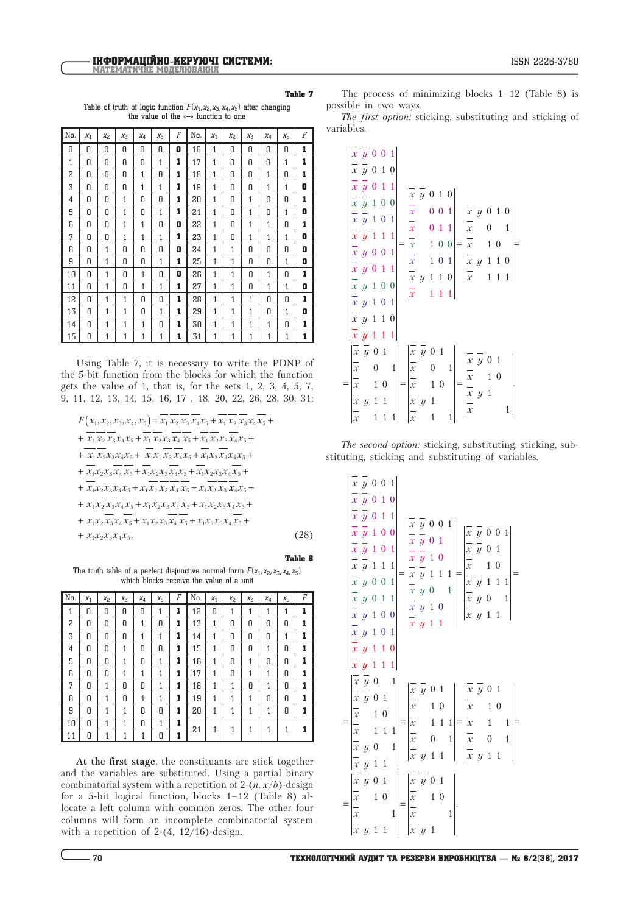**Table 7**

Table of truth of logic function $F(x_1,x_2,x_3,x_4,x_5)$ after changing the value of the «–» function to one

| No. | $x_1$ | $x_2$ | $x_3$ | $x_4$ | $x_5$ | $F$ | No. | $x_1$ | $x_2$ | $x_3$ | $x_4$ | $x_5$ | $F$ |
|---|---|---|---|---|---|---|---|---|---|---|---|---|---|
| 0 | 0 | 0 | 0 | 0 | 0 | **0** | 16 | 1 | 0 | 0 | 0 | 0 | **1** |
| 1 | 0 | 0 | 0 | 0 | 1 | **1** | 17 | 1 | 0 | 0 | 0 | 1 | **1** |
| 2 | 0 | 0 | 0 | 1 | 0 | **1** | 18 | 1 | 0 | 0 | 1 | 0 | **1** |
| 3 | 0 | 0 | 0 | 1 | 1 | **1** | 19 | 1 | 0 | 0 | 1 | 1 | **0** |
| 4 | 0 | 0 | 1 | 0 | 0 | **1** | 20 | 1 | 0 | 1 | 0 | 0 | **1** |
| 5 | 0 | 0 | 1 | 0 | 1 | **1** | 21 | 1 | 0 | 1 | 0 | 1 | **0** |
| 6 | 0 | 0 | 1 | 1 | 0 | **1** | 22 | 1 | 0 | 1 | 1 | 0 | **1** |
| 7 | 0 | 0 | 1 | 1 | 1 | **1** | 23 | 1 | 0 | 1 | 1 | 1 | **0** |
| 8 | 0 | 1 | 0 | 0 | 0 | **0** | 24 | 1 | 1 | 0 | 0 | 0 | **0** |
| 9 | 0 | 1 | 0 | 0 | 1 | **1** | 25 | 1 | 1 | 0 | 0 | 1 | **0** |
| 10 | 0 | 1 | 0 | 1 | 0 | **0** | 26 | 1 | 1 | 0 | 1 | 0 | **1** |
| 11 | 0 | 1 | 0 | 1 | 1 | **1** | 27 | 1 | 1 | 0 | 1 | 1 | **0** |
| 12 | 0 | 1 | 1 | 0 | 0 | **1** | 28 | 1 | 1 | 1 | 0 | 0 | **1** |
| 13 | 0 | 1 | 1 | 0 | 1 | **1** | 29 | 1 | 1 | 1 | 0 | 1 | **0** |
| 14 | 0 | 1 | 1 | 1 | 0 | **1** | 30 | 1 | 1 | 1 | 1 | 0 | **1** |
| 15 | 0 | 1 | 1 | 1 | 1 | **1** | 31 | 1 | 1 | 1 | 1 | 1 | **1** |

Using Table 7, it is necessary to write the PDNP of the 5-bit function from the blocks for which the function gets the value of 1, that is, for the sets 1, 2, 3, 4, 5, 7, 9, 11, 12, 13, 14, 15, 16, 17 , 18, 20, 22, 26, 28, 30, 31:

$$
\begin{aligned}
F(x_1,x_2,x_3,x_4,x_5) &= \overline{x_1}\,\overline{x_2}\,\overline{x_3}\,\overline{x_4}x_5+\overline{x_1}\,\overline{x_2}\,\overline{x_3}x_4\overline{x_5}+\\
&+\overline{x_1}\,\overline{x_2}\,\overline{x_3}x_4x_5+\overline{x_1}\,\overline{x_2}x_3\overline{x_4}\,\overline{x_5}+\overline{x_1}\,\overline{x_2}x_3\overline{x_4}x_5+\\
&+\overline{x_1}\,\overline{x_2}x_3x_4x_5+\overline{x_1}x_2\overline{x_3}\,\overline{x_4}x_5+\overline{x_1}x_2\overline{x_3}x_4x_5+\\
&+\overline{x_1}x_2x_3\overline{x_4}\,\overline{x_5}+\overline{x_1}x_2x_3\overline{x_4}x_5+\overline{x_1}x_2x_3x_4\overline{x_5}+\\
&+\overline{x_1}x_2x_3x_4x_5+x_1\overline{x_2}\,\overline{x_3}\,\overline{x_4}\,\overline{x_5}+x_1\overline{x_2}\,\overline{x_3}\,\overline{x_4}x_5+\\
&+x_1\overline{x_2}\,\overline{x_3}x_4\overline{x_5}+x_1\overline{x_2}x_3\overline{x_4}\,\overline{x_5}+x_1\overline{x_2}x_3x_4\overline{x_5}+\\
&+x_1x_2\overline{x_3}x_4\overline{x_5}+x_1x_2x_3\overline{x_4}\,\overline{x_5}+x_1x_2x_3x_4\overline{x_5}+\\
&+x_1x_2x_3x_4x_5. \qquad (28)
\end{aligned}
$$

**Table 8**

The truth table of a perfect disjunctive normal form $F(x_1,x_2,x_3,x_4,x_5)$ which blocks receive the value of a unit

| No. | $x_1$ | $x_2$ | $x_3$ | $x_4$ | $x_5$ | $F$ | No. | $x_1$ | $x_2$ | $x_3$ | $x_4$ | $x_5$ | $F$ |
|---|---|---|---|---|---|---|---|---|---|---|---|---|---|
| 1 | 0 | 0 | 0 | 0 | 1 | **1** | 12 | 0 | 1 | 1 | 1 | 1 | **1** |
| 2 | 0 | 0 | 0 | 1 | 0 | **1** | 13 | 1 | 0 | 0 | 0 | 0 | **1** |
| 3 | 0 | 0 | 0 | 1 | 1 | **1** | 14 | 1 | 0 | 0 | 0 | 1 | **1** |
| 4 | 0 | 0 | 1 | 0 | 0 | **1** | 15 | 1 | 0 | 0 | 1 | 0 | **1** |
| 5 | 0 | 0 | 1 | 0 | 1 | **1** | 16 | 1 | 0 | 1 | 0 | 0 | **1** |
| 6 | 0 | 0 | 1 | 1 | 1 | **1** | 17 | 1 | 0 | 1 | 1 | 0 | **1** |
| 7 | 0 | 1 | 0 | 0 | 1 | **1** | 18 | 1 | 1 | 0 | 1 | 0 | **1** |
| 8 | 0 | 1 | 0 | 1 | 1 | **1** | 19 | 1 | 1 | 1 | 0 | 0 | **1** |
| 9 | 0 | 1 | 1 | 0 | 0 | **1** | 20 | 1 | 1 | 1 | 1 | 0 | **1** |
| 10 | 0 | 1 | 1 | 0 | 1 | **1** | 21 | 1 | 1 | 1 | 1 | 1 | **1** |
| 11 | 0 | 1 | 1 | 1 | 0 | **1** | | | | | | | |

**At the first stage**, the constituants are stick together and the variables are substituted. Using a partial binary combinatorial system with a repetition of 2-($n$, $x/b$)-design for a 5-bit logical function, blocks 1–12 (Table 8) allocate a left column with common zeros. The other four columns will form an incomplete combinatorial system with a repetition of 2-(4, 12/16)-design.

The process of minimizing blocks 1–12 (Table 8) is possible in two ways.

*The first option:* sticking, substituting and sticking of variables.

$$
\left|\begin{array}{ccccc}
\bar{x} & \bar{y} & 0 & 0 & 1\\
\bar{x} & \bar{y} & 0 & 1 & 0\\
\bar{x} & \bar{y} & 0 & 1 & 1\\
\bar{x} & \bar{y} & 1 & 0 & 0\\
\bar{x} & \bar{y} & 1 & 0 & 1\\
\bar{x} & \bar{y} & 1 & 1 & 1\\
\bar{x} & y & 0 & 0 & 1\\
\bar{x} & y & 0 & 1 & 1\\
\bar{x} & y & 1 & 0 & 0\\
\bar{x} & y & 1 & 0 & 1\\
\bar{x} & y & 1 & 1 & 0\\
\bar{x} & y & 1 & 1 & 1
\end{array}\right|
=
\left|\begin{array}{ccccc}
\bar{x} & \bar{y} & 0 & 1 & 0\\
\bar{x} & & 0 & 0 & 1\\
\bar{x} & & 0 & 1 & 1\\
\bar{x} & & 1 & 0 & 0\\
\bar{x} & & 1 & 0 & 1\\
\bar{x} & y & 1 & 1 & 0\\
\bar{x} & & 1 & 1 & 1
\end{array}\right|
=
\left|\begin{array}{ccccc}
\bar{x} & \bar{y} & 0 & 1 & 0\\
\bar{x} & & 0 & & 1\\
\bar{x} & & 1 & 0 & \\
\bar{x} & y & 1 & 1 & 0\\
\bar{x} & & 1 & 1 & 1
\end{array}\right|
=
$$

$$
=
\left|\begin{array}{ccccc}
\bar{x} & \bar{y} & 0 & 1 & \\
\bar{x} & & 0 & & 1\\
\bar{x} & & 1 & 0 & \\
\bar{x} & y & 1 & 1 & \\
\bar{x} & & 1 & 1 & 1
\end{array}\right|
=
\left|\begin{array}{ccccc}
\bar{x} & \bar{y} & 0 & 1 & \\
\bar{x} & & 0 & & 1\\
\bar{x} & & 1 & 0 & \\
\bar{x} & y & 1 & & \\
\bar{x} & & 1 & & 1
\end{array}\right|
=
\left|\begin{array}{ccccc}
\bar{x} & \bar{y} & 0 & 1 & \\
\bar{x} & & 1 & 0 & \\
\bar{x} & y & 1 & & \\
\bar{x} & & & & 1
\end{array}\right|.
$$

*The second option:* sticking, substituting, sticking, substituting, sticking and substituting of variables.

$$
\left|\begin{array}{ccccc}
\bar{x} & \bar{y} & 0 & 0 & 1\\
\bar{x} & \bar{y} & 0 & 1 & 0\\
\bar{x} & \bar{y} & 0 & 1 & 1\\
\bar{x} & \bar{y} & 1 & 0 & 0\\
\bar{x} & \bar{y} & 1 & 0 & 1\\
\bar{x} & \bar{y} & 1 & 1 & 1\\
\bar{x} & y & 0 & 0 & 1\\
\bar{x} & y & 0 & 1 & 1\\
\bar{x} & y & 1 & 0 & 0\\
\bar{x} & y & 1 & 0 & 1\\
\bar{x} & y & 1 & 1 & 0\\
\bar{x} & y & 1 & 1 & 1
\end{array}\right|
=
\left|\begin{array}{ccccc}
\bar{x} & \bar{y} & 0 & 0 & 1\\
\bar{x} & \bar{y} & 0 & 1 & \\
\bar{x} & \bar{y} & 1 & 0 & \\
\bar{x} & \bar{y} & 1 & 1 & 1\\
\bar{x} & y & 0 & & 1\\
\bar{x} & y & 1 & 0 & \\
\bar{x} & y & 1 & 1 &
\end{array}\right|
=
\left|\begin{array}{ccccc}
\bar{x} & \bar{y} & 0 & 0 & 1\\
\bar{x} & \bar{y} & 0 & 1 & \\
\bar{x} & & 1 & 0 & \\
\bar{x} & \bar{y} & 1 & 1 & 1\\
\bar{x} & y & 0 & & 1\\
\bar{x} & y & 1 & 1 &
\end{array}\right|
=
$$

$$
=
\left|\begin{array}{ccccc}
\bar{x} & \bar{y} & 0 & & 1\\
\bar{x} & \bar{y} & 0 & 1 & \\
\bar{x} & & 1 & 0 & \\
\bar{x} & & 1 & 1 & 1\\
\bar{x} & y & 0 & & 1\\
\bar{x} & y & 1 & 1 &
\end{array}\right|
=
\left|\begin{array}{ccccc}
\bar{x} & \bar{y} & 0 & 1 & \\
\bar{x} & & 1 & 0 & \\
\bar{x} & & 1 & 1 & 1\\
\bar{x} & & 0 & & 1\\
\bar{x} & y & 1 & 1 &
\end{array}\right|
=
\left|\begin{array}{ccccc}
\bar{x} & \bar{y} & 0 & 1 & \\
\bar{x} & & 1 & 0 & \\
\bar{x} & & 1 & & 1\\
\bar{x} & & 0 & & 1\\
\bar{x} & y & 1 & 1 &
\end{array}\right|
=
$$

$$
=
\left|\begin{array}{ccccc}
\bar{x} & \bar{y} & 0 & 1 & \\
\bar{x} & & 1 & 0 & \\
\bar{x} & & & & 1\\
\bar{x} & y & 1 & 1 &
\end{array}\right|
=
\left|\begin{array}{ccccc}
\bar{x} & \bar{y} & 0 & 1 & \\
\bar{x} & & 1 & 0 & \\
\bar{x} & & & & 1\\
\bar{x} & y & 1 & &
\end{array}\right|.
$$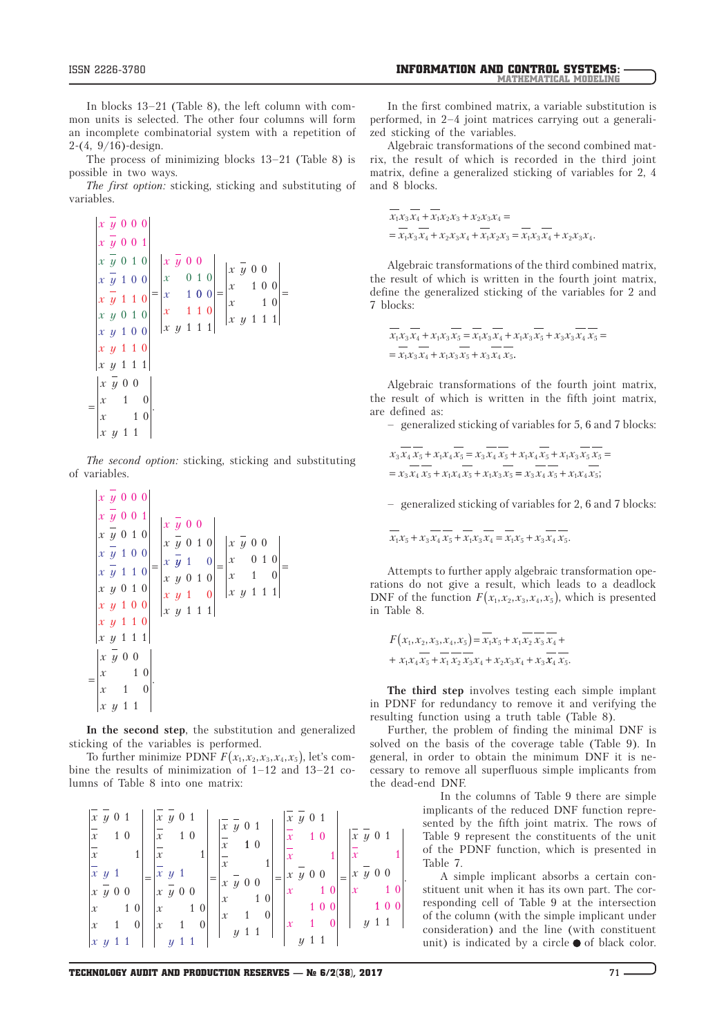In blocks 13–21 (Table 8), the left column with common units is selected. The other four columns will form an incomplete combinatorial system with a repetition of 2-(4, 9/16)-design.

The process of minimizing blocks 13–21 (Table 8) is possible in two ways.

*The first option:* sticking, sticking and substituting of variables.

$$\begin{vmatrix} x & \bar{y} & 0 & 0 & 0 \\ x & \bar{y} & 0 & 0 & 1 \\ x & \bar{y} & 0 & 1 & 0 \\ x & \bar{y} & 1 & 0 & 0 \\ x & \bar{y} & 1 & 1 & 0 \\ x & y & 0 & 1 & 0 \\ x & y & 1 & 0 & 0 \\ x & y & 1 & 1 & 0 \\ x & y & 1 & 1 & 1 \end{vmatrix} = \begin{vmatrix} x & \bar{y} & 0 & 0 & \\ x & & 0 & 1 & 0 \\ x & & 1 & 0 & 0 \\ x & & 1 & 1 & 0 \\ x & y & 1 & 1 & 1 \end{vmatrix} = \begin{vmatrix} x & \bar{y} & 0 & 0 & \\ x & & 1 & 0 & 0 \\ x & & & 1 & 0 \\ x & y & 1 & 1 & 1 \end{vmatrix} = \begin{vmatrix} x & \bar{y} & 0 & 0 & \\ x & & 1 & & 0 \\ x & & & 1 & 0 \\ x & y & 1 & 1 & \end{vmatrix}.$$

*The second option:* sticking, sticking and substituting of variables.

$$\begin{vmatrix} x & \bar{y} & 0 & 0 & 0 \\ x & \bar{y} & 0 & 0 & 1 \\ x & \bar{y} & 0 & 1 & 0 \\ x & \bar{y} & 1 & 0 & 0 \\ x & \bar{y} & 1 & 1 & 0 \\ x & y & 0 & 1 & 0 \\ x & y & 1 & 0 & 0 \\ x & y & 1 & 1 & 0 \\ x & y & 1 & 1 & 1 \end{vmatrix} = \begin{vmatrix} x & \bar{y} & 0 & 0 & \\ x & \bar{y} & 0 & 1 & 0 \\ x & \bar{y} & 1 & & 0 \\ x & y & 0 & 1 & 0 \\ x & y & 1 & & 0 \\ x & y & 1 & 1 & 1 \end{vmatrix} = \begin{vmatrix} x & \bar{y} & 0 & 0 & \\ x & & 0 & 1 & 0 \\ x & & 1 & & 0 \\ x & y & 1 & 1 & 1 \end{vmatrix} = \begin{vmatrix} x & \bar{y} & 0 & 0 & \\ x & & & 1 & 0 \\ x & & 1 & & 0 \\ x & y & 1 & 1 & \end{vmatrix}.$$

**In the second step**, the substitution and generalized sticking of the variables is performed.

To further minimize PDNF $F(x_1,x_2,x_3,x_4,x_5)$, let's combine the results of minimization of 1–12 and 13–21 columns of Table 8 into one matrix:

$$\begin{vmatrix} \bar{x} & \bar{y} & 0 & 1 & \\ \bar{x} & & 1 & 0 & \\ \bar{x} & & & & 1 \\ \bar{x} & y & 1 & & \\ x & \bar{y} & 0 & 0 & \\ x & & 1 & & 0 \\ x & & & 1 & 0 \\ x & y & 1 & 1 & \end{vmatrix} = \begin{vmatrix} \bar{x} & \bar{y} & 0 & 1 & \\ \bar{x} & & 1 & 0 & \\ \bar{x} & & & & 1 \\ \bar{x} & y & 1 & & \\ x & \bar{y} & 0 & 0 & \\ x & & 1 & & 0 \\ x & & & 1 & 0 \\ & y & 1 & 1 & \end{vmatrix} = \begin{vmatrix} \bar{x} & \bar{y} & 0 & 1 & \\ \bar{x} & & 1 & 0 & \\ \bar{x} & & & & 1 \\ x & \bar{y} & 0 & 0 & \\ x & & 1 & & 0 \\ x & & & 1 & 0 \\ & y & 1 & 1 & \end{vmatrix} = \begin{vmatrix} \bar{x} & \bar{y} & 0 & 1 & \\ \bar{x} & & 1 & 0 & \\ \bar{x} & & & & 1 \\ x & \bar{y} & 0 & 0 & \\ x & & & 1 & 0 \\ & & 1 & 0 & 0 \\ x & & 1 & & 0 \\ & y & 1 & 1 & \end{vmatrix} = \begin{vmatrix} \bar{x} & \bar{y} & 0 & 1 & \\ \bar{x} & & & & 1 \\ x & \bar{y} & 0 & 0 & \\ x & & & 1 & 0 \\ & & 1 & 0 & 0 \\ & y & 1 & 1 & \end{vmatrix}.$$

In the first combined matrix, a variable substitution is performed, in 2–4 joint matrices carrying out a generalized sticking of the variables.

Algebraic transformations of the second combined matrix, the result of which is recorded in the third joint matrix, define a generalized sticking of variables for 2, 4 and 8 blocks:

$$\bar{x}_1 x_3 \bar{x}_4 + \bar{x}_1 x_2 x_3 + x_2 x_3 x_4 = \\ = \bar{x}_1 x_3 \bar{x}_4 + x_2 x_3 x_4 + \bar{x}_1 x_2 x_3 = \bar{x}_1 x_3 \bar{x}_4 + x_2 x_3 x_4.$$

Algebraic transformations of the third combined matrix, the result of which is written in the fourth joint matrix, define the generalized sticking of the variables for 2 and 7 blocks:

$$\bar{x}_1 x_3 \bar{x}_4 + x_1 x_3 \bar{x}_5 = \bar{x}_1 x_3 \bar{x}_4 + x_1 x_3 \bar{x}_5 + x_3 x_3 \bar{x}_4 \bar{x}_5 = \\ = \bar{x}_1 x_3 \bar{x}_4 + x_1 x_3 \bar{x}_5 + x_3 \bar{x}_4 \bar{x}_5.$$

Algebraic transformations of the fourth joint matrix, the result of which is written in the fifth joint matrix, are defined as:

– generalized sticking of variables for 5, 6 and 7 blocks:

$$x_3 \bar{x}_4 \bar{x}_5 + x_1 x_4 \bar{x}_5 = x_3 \bar{x}_4 \bar{x}_5 + x_1 x_4 \bar{x}_5 + x_1 x_3 \bar{x}_5 \bar{x}_5 = \\ = x_3 \bar{x}_4 \bar{x}_5 + x_1 x_4 \bar{x}_5 + x_1 x_3 \bar{x}_5 = x_3 \bar{x}_4 \bar{x}_5 + x_1 x_4 \bar{x}_5;$$

– generalized sticking of variables for 2, 6 and 7 blocks:

$$\bar{x}_1 x_5 + x_3 \bar{x}_4 \bar{x}_5 + \bar{x}_1 x_3 \bar{x}_4 = \bar{x}_1 x_5 + x_3 \bar{x}_4 \bar{x}_5.$$

Attempts to further apply algebraic transformation operations do not give a result, which leads to a deadlock DNF of the function $F(x_1,x_2,x_3,x_4,x_5)$, which is presented in Table 8.

$$F(x_1,x_2,x_3,x_4,x_5) = \bar{x}_1 x_5 + x_1 \bar{x}_2 \bar{x}_3 \bar{x}_4 + \\ + x_1 x_4 \bar{x}_5 + \bar{x}_1 \bar{x}_2 \bar{x}_3 x_4 + x_2 x_3 x_4 + x_3 \bar{x}_4 \bar{x}_5.$$

**The third step** involves testing each simple implant in PDNF for redundancy to remove it and verifying the resulting function using a truth table (Table 8).

Further, the problem of finding the minimal DNF is solved on the basis of the coverage table (Table 9). In general, in order to obtain the minimum DNF it is necessary to remove all superfluous simple implicants from the dead-end DNF.

In the columns of Table 9 there are simple implicants of the reduced DNF function represented by the fifth joint matrix. The rows of Table 9 represent the constituents of the unit of the PDNF function, which is presented in Table 7.

A simple implicant absorbs a certain constituent unit when it has its own part. The corresponding cell of Table 9 at the intersection of the column (with the simple implicant under consideration) and the line (with constituent unit) is indicated by a circle ● of black color.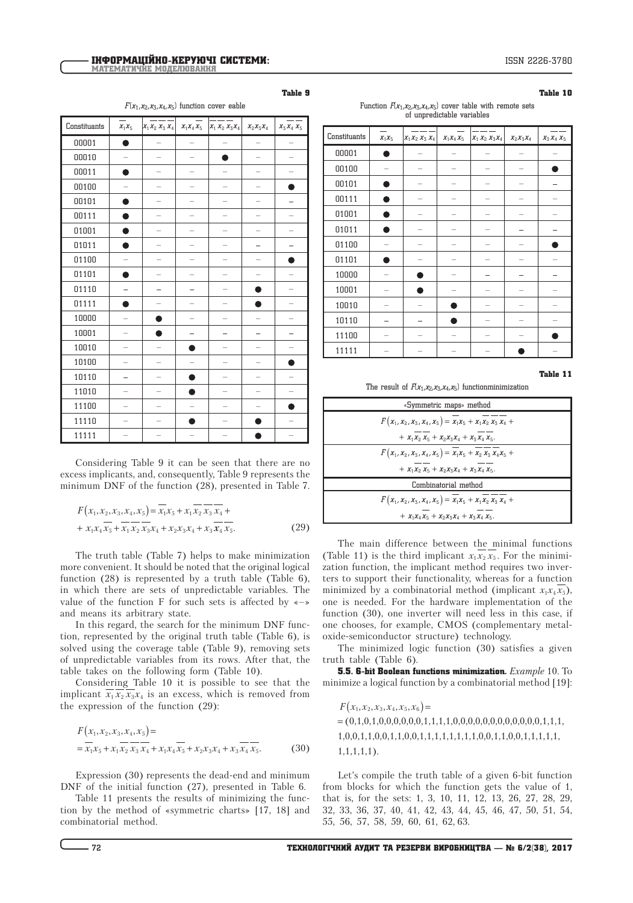Table 9

$F(x_1,x_2,x_3,x_4,x_5)$ function cover eable

| Constituants | $\overline{x_1}x_5$ | $x_1\overline{x_2}\,\overline{x_3}\,\overline{x_4}$ | $x_1x_4\overline{x_5}$ | $\overline{x_1}\,\overline{x_2}\,\overline{x_3}x_4$ | $x_2x_3x_4$ | $x_3\overline{x_4}\,\overline{x_5}$ |
|---|---|---|---|---|---|---|
| 00001 | ● | – | – | – | – | – |
| 00010 | – | – | – | ● | – | – |
| 00011 | ● | – | – | – | – | – |
| 00100 | – | – | – | – | – | ● |
| 00101 | ● | – | – | – | – | – |
| 00111 | ● | – | – | – | – | – |
| 01001 | ● | – | – | – | – | – |
| 01011 | ● | – | – | – | – | – |
| 01100 | – | – | – | – | – | ● |
| 01101 | ● | – | – | – | – | – |
| 01110 | – | – | – | – | ● | – |
| 01111 | ● | – | – | – | ● | – |
| 10000 | – | ● | – | – | – | – |
| 10001 | – | ● | – | – | – | – |
| 10010 | – | – | ● | – | – | – |
| 10100 | – | – | – | – | – | ● |
| 10110 | – | – | ● | – | – | – |
| 11010 | – | – | ● | – | – | – |
| 11100 | – | – | – | – | – | ● |
| 11110 | – | – | ● | – | ● | – |
| 11111 | – | – | – | – | ● | – |

Considering Table 9 it can be seen that there are no excess implicants, and, consequently, Table 9 represents the minimum DNF of the function (28), presented in Table 7.

$$F(x_1,x_2,x_3,x_4,x_5)=\overline{x_1}x_5+x_1\overline{x_2}\,\overline{x_3}\,\overline{x_4}+ \\ +x_1x_4\overline{x_5}+\overline{x_1}\,\overline{x_2}\,\overline{x_3}x_4+x_2x_3x_4+x_3\overline{x_4}\,\overline{x_5}. \quad (29)$$

The truth table (Table 7) helps to make minimization more convenient. It should be noted that the original logical function (28) is represented by a truth table (Table 6), in which there are sets of unpredictable variables. The value of the function F for such sets is affected by «–» and means its arbitrary state.

In this regard, the search for the minimum DNF function, represented by the original truth table (Table 6), is solved using the coverage table (Table 9), removing sets of unpredictable variables from its rows. After that, the table takes on the following form (Table 10).

Considering Table 10 it is possible to see that the implicant $\overline{x_1}\,\overline{x_2}\,\overline{x_3}x_4$ is an excess, which is removed from the expression of the function (29):

$$F(x_1,x_2,x_3,x_4,x_5)= \\ =\overline{x_1}x_5+x_1\overline{x_2}\,\overline{x_3}\,\overline{x_4}+x_1x_4\overline{x_5}+x_2x_3x_4+x_3\overline{x_4}\,\overline{x_5}. \quad (30)$$

Expression (30) represents the dead-end and minimum DNF of the initial function (27), presented in Table 6.

Table 11 presents the results of minimizing the function by the method of «symmetric charts» [17, 18] and combinatorial method.

Table 10

Function $F(x_1,x_2,x_3,x_4,x_5)$ cover table with remote sets of unpredictable variables

| Constituants | $\overline{x_1}x_5$ | $x_1\overline{x_2}\,\overline{x_3}\,\overline{x_4}$ | $x_1x_4\overline{x_5}$ | $\overline{x_1}\,\overline{x_2}\,\overline{x_3}x_4$ | $x_2x_3x_4$ | $x_3\overline{x_4}\,\overline{x_5}$ |
|---|---|---|---|---|---|---|
| 00001 | ● | – | – | – | – | – |
| 00100 | – | – | – | – | – | ● |
| 00101 | ● | – | – | – | – | – |
| 00111 | ● | – | – | – | – | – |
| 01001 | ● | – | – | – | – | – |
| 01011 | ● | – | – | – | – | – |
| 01100 | – | – | – | – | – | ● |
| 01101 | ● | – | – | – | – | – |
| 10000 | – | ● | – | – | – | – |
| 10001 | – | ● | – | – | – | – |
| 10010 | – | – | ● | – | – | – |
| 10110 | – | – | ● | – | – | – |
| 11100 | – | – | – | – | – | ● |
| 11111 | – | – | – | – | ● | – |

Table 11

The result of $F(x_1,x_2,x_3,x_4,x_5)$ functionminimization

| «Symmetric maps» method |
|---|
| $F(x_1,x_2,x_3,x_4,x_5)=\overline{x_1}x_5+x_1\overline{x_2}\,\overline{x_3}\,\overline{x_4}+$ $+x_1\overline{x_2}\,\overline{x_5}+x_2x_3x_4+x_3\overline{x_4}\,\overline{x_5}.$ |
| $F(x_1,x_2,x_3,x_4,x_5)=\overline{x_1}x_5+\overline{x_2}\,\overline{x_3}\,\overline{x_4}x_5+$ $+x_1\overline{x_2}\,\overline{x_5}+x_2x_3x_4+x_3\overline{x_4}\,\overline{x_5}.$ |
| Combinatorial method |
| $F(x_1,x_2,x_3,x_4,x_5)=\overline{x_1}x_5+x_1\overline{x_2}\,\overline{x_3}\,\overline{x_4}+$ $+x_1x_4\overline{x_5}+x_2x_3x_4+x_3\overline{x_4}\,\overline{x_5}.$ |

The main difference between the minimal functions (Table 11) is the third implicant $x_1\overline{x_2}\,\overline{x_5}$. For the minimization function, the implicant method requires two inverters to support their functionality, whereas for a function minimized by a combinatorial method (implicant $x_1x_4\overline{x_5}$), one is needed. For the hardware implementation of the function (30), one inverter will need less in this case, if one chooses, for example, CMOS (complementary metal-oxide-semiconductor structure) technology.

The minimized logic function (30) satisfies a given truth table (Table 6).

**5.5. 6-bit Boolean functions minimization.** *Example* 10. To minimize a logical function by a combinatorial method [19]:

$$F(x_1,x_2,x_3,x_4,x_5,x_6)= \\ =(0,1,0,1,0,0,0,0,0,0,1,1,1,1,0,0,0,0,0,0,0,0,0,0,0,0,1,1,1, \\ 1,0,0,1,1,0,0,1,1,0,0,1,1,1,1,1,1,1,1,0,0,1,1,0,0,1,1,1,1,1, \\ 1,1,1,1,1).$$

Let's compile the truth table of a given 6-bit function from blocks for which the function gets the value of 1, that is, for the sets: 1, 3, 10, 11, 12, 13, 26, 27, 28, 29, 32, 33, 36, 37, 40, 41, 42, 43, 44, 45, 46, 47, 50, 51, 54, 55, 56, 57, 58, 59, 60, 61, 62, 63.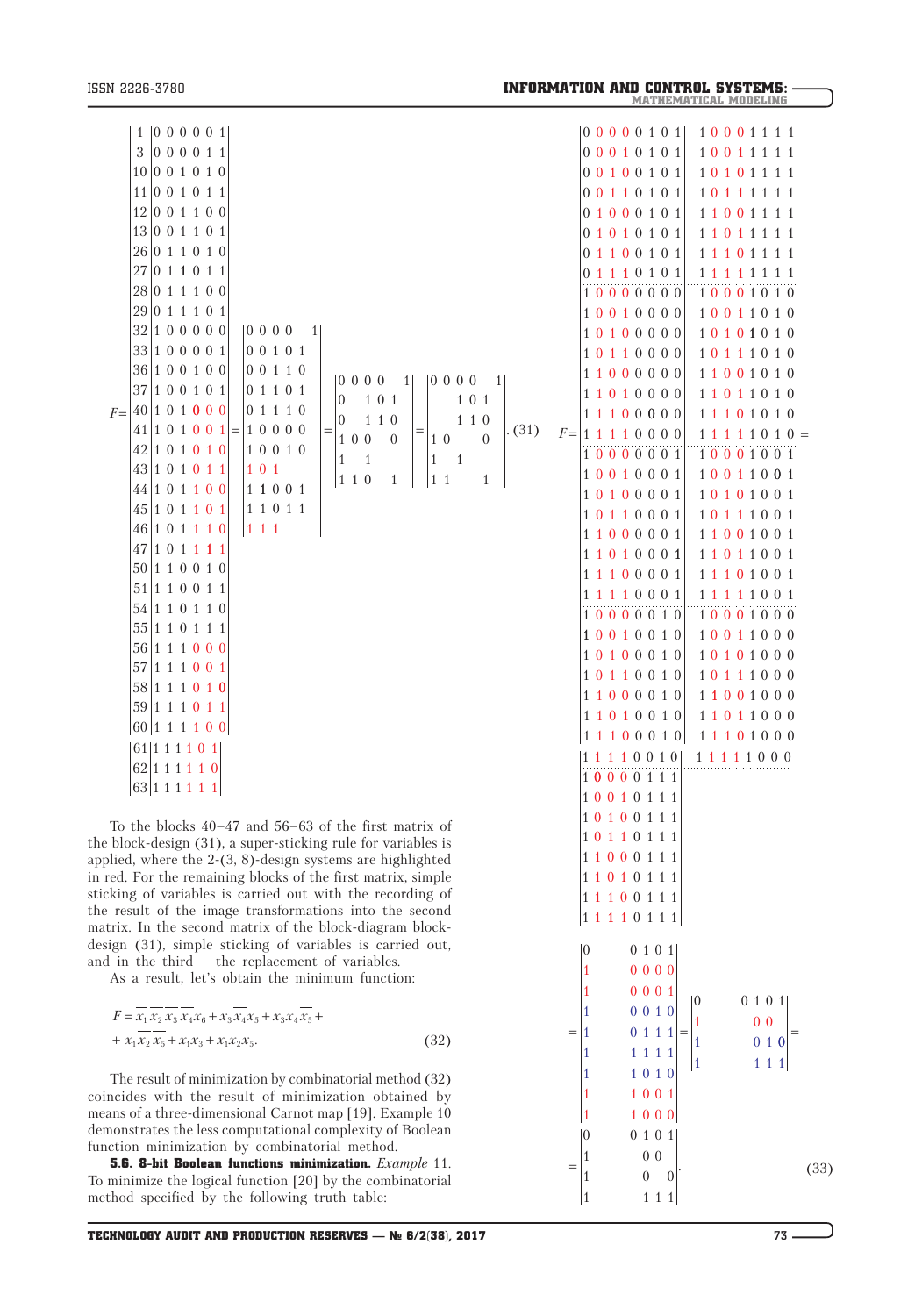$$F=\begin{vmatrix}
1 & 0\,0\,0\,0\,0\,1\\
3 & 0\,0\,0\,0\,1\,1\\
10 & 0\,0\,1\,0\,1\,0\\
11 & 0\,0\,1\,0\,1\,1\\
12 & 0\,0\,1\,1\,0\,0\\
13 & 0\,0\,1\,1\,0\,1\\
26 & 0\,1\,1\,0\,1\,0\\
27 & 0\,1\,1\,0\,1\,1\\
28 & 0\,1\,1\,1\,0\,0\\
29 & 0\,1\,1\,1\,0\,1\\
32 & 1\,0\,0\,0\,0\,0\\
33 & 1\,0\,0\,0\,0\,1\\
36 & 1\,0\,0\,1\,0\,0\\
37 & 1\,0\,0\,1\,0\,1\\
40 & 1\,0\,1\,0\,0\,0\\
41 & 1\,0\,1\,0\,0\,1\\
42 & 1\,0\,1\,0\,1\,0\\
43 & 1\,0\,1\,0\,1\,1\\
44 & 1\,0\,1\,1\,0\,0\\
45 & 1\,0\,1\,1\,0\,1\\
46 & 1\,0\,1\,1\,1\,0\\
47 & 1\,0\,1\,1\,1\,1\\
50 & 1\,1\,0\,0\,1\,0\\
51 & 1\,1\,0\,0\,1\,1\\
54 & 1\,1\,0\,1\,1\,0\\
55 & 1\,1\,0\,1\,1\,1\\
56 & 1\,1\,1\,0\,0\,0\\
57 & 1\,1\,1\,0\,0\,1\\
58 & 1\,1\,1\,0\,1\,0\\
59 & 1\,1\,1\,0\,1\,1\\
60 & 1\,1\,1\,1\,0\,0\\
61 & 1\,1\,1\,1\,0\,1\\
62 & 1\,1\,1\,1\,1\,0\\
63 & 1\,1\,1\,1\,1\,1
\end{vmatrix}=\begin{vmatrix}
0\,0\,0\,0\quad 1\\
0\,0\,1\,0\,1\\
0\,0\,1\,1\,0\\
0\,1\,1\,0\,1\\
0\,1\,1\,1\,0\\
1\,0\,0\,0\,0\\
1\,0\,0\,1\,0\\
1\,0\,1\\
1\,1\,0\,0\,1\\
1\,1\,0\,1\,1\\
1\,1\,1
\end{vmatrix}=\begin{vmatrix}
0\,0\,0\,0\quad 1\\
0\quad 1\,0\,1\\
0\quad 1\,1\,0\\
1\,0\,0\quad 0\\
1\quad 1\\
1\,1\,0\quad 1
\end{vmatrix}=\begin{vmatrix}
0\,0\,0\,0\quad 1\\
\quad 1\,0\,1\\
\quad 1\,1\,0\\
1\,0\quad 0\\
1\quad 1\\
1\,1\quad 1
\end{vmatrix}. \quad (31)$$

To the blocks 40–47 and 56–63 of the first matrix of the block-design (31), a super-sticking rule for variables is applied, where the 2-(3, 8)-design systems are highlighted in red. For the remaining blocks of the first matrix, simple sticking of variables is carried out with the recording of the result of the image transformations into the second matrix. In the second matrix of the block-diagram block-design (31), simple sticking of variables is carried out, and in the third – the replacement of variables.

As a result, let's obtain the minimum function:

$$F=\overline{x_1}\,\overline{x_2}\,\overline{x_3}\,\overline{x_4}x_6+x_3\overline{x_4}x_5+x_3x_4\overline{x_5}+ \\ +x_1\overline{x_2}\,\overline{x_5}+x_1x_3+x_1x_2x_5. \quad (32)$$

The result of minimization by combinatorial method (32) coincides with the result of minimization obtained by means of a three-dimensional Carnot map [19]. Example 10 demonstrates the less computational complexity of Boolean function minimization by combinatorial method.

**5.6. 8-bit Boolean functions minimization.** *Example* 11. To minimize the logical function [20] by the combinatorial method specified by the following truth table:

$$F=\begin{vmatrix}
0\,0\,0\,0\,0\,1\,0\,1\\
0\,0\,0\,1\,0\,1\,0\,1\\
0\,0\,1\,0\,0\,1\,0\,1\\
0\,0\,1\,1\,0\,1\,0\,1\\
0\,1\,0\,0\,0\,1\,0\,1\\
0\,1\,0\,1\,0\,1\,0\,1\\
0\,1\,1\,0\,0\,1\,0\,1\\
0\,1\,1\,1\,0\,1\,0\,1\\
1\,0\,0\,0\,0\,0\,0\,0\\
1\,0\,0\,1\,0\,0\,0\,0\\
1\,0\,1\,0\,0\,0\,0\,0\\
1\,0\,1\,1\,0\,0\,0\,0\\
1\,1\,0\,0\,0\,0\,0\,0\\
1\,1\,0\,1\,0\,0\,0\,0\\
1\,1\,1\,0\,0\,0\,0\,0\\
1\,1\,1\,1\,0\,0\,0\,0\\
1\,0\,0\,0\,0\,0\,0\,1\\
1\,0\,0\,1\,0\,0\,0\,1\\
1\,0\,1\,0\,0\,0\,0\,1\\
1\,0\,1\,1\,0\,0\,0\,1\\
1\,1\,0\,0\,0\,0\,0\,1\\
1\,1\,0\,1\,0\,0\,0\,1\\
1\,1\,1\,0\,0\,0\,0\,1\\
1\,1\,1\,1\,0\,0\,0\,1\\
1\,0\,0\,0\,0\,0\,1\,0\\
1\,0\,0\,1\,0\,0\,1\,0\\
1\,0\,1\,0\,0\,0\,1\,0\\
1\,0\,1\,1\,0\,0\,1\,0\\
1\,1\,0\,0\,0\,0\,1\,0\\
1\,1\,0\,1\,0\,0\,1\,0\\
1\,1\,1\,0\,0\,0\,1\,0\\
1\,1\,1\,1\,0\,0\,1\,0\\
1\,0\,0\,0\,0\,1\,1\,1\\
1\,0\,0\,1\,0\,1\,1\,1\\
1\,0\,1\,0\,0\,1\,1\,1\\
1\,0\,1\,1\,0\,1\,1\,1\\
1\,1\,0\,0\,0\,1\,1\,1\\
1\,1\,0\,1\,0\,1\,1\,1\\
1\,1\,1\,0\,0\,1\,1\,1\\
1\,1\,1\,1\,0\,1\,1\,1
\end{vmatrix}\begin{vmatrix}
1\,0\,0\,0\,1\,1\,1\,1\\
1\,0\,0\,1\,1\,1\,1\,1\\
1\,0\,1\,0\,1\,1\,1\,1\\
1\,0\,1\,1\,1\,1\,1\,1\\
1\,1\,0\,0\,1\,1\,1\,1\\
1\,1\,0\,1\,1\,1\,1\,1\\
1\,1\,1\,0\,1\,1\,1\,1\\
1\,1\,1\,1\,1\,1\,1\,1\\
1\,0\,0\,0\,1\,0\,1\,0\\
1\,0\,0\,1\,1\,0\,1\,0\\
1\,0\,1\,0\,1\,0\,1\,0\\
1\,0\,1\,1\,1\,0\,1\,0\\
1\,1\,0\,0\,1\,0\,1\,0\\
1\,1\,0\,1\,1\,0\,1\,0\\
1\,1\,1\,0\,1\,0\,1\,0\\
1\,1\,1\,1\,1\,0\,1\,0\\
1\,0\,0\,0\,1\,0\,0\,1\\
1\,0\,0\,1\,1\,0\,0\,1\\
1\,0\,1\,0\,1\,0\,0\,1\\
1\,0\,1\,1\,1\,0\,0\,1\\
1\,1\,0\,0\,1\,0\,0\,1\\
1\,1\,0\,1\,1\,0\,0\,1\\
1\,1\,1\,0\,1\,0\,0\,1\\
1\,1\,1\,1\,1\,0\,0\,1\\
1\,0\,0\,0\,1\,0\,0\,0\\
1\,0\,0\,1\,1\,0\,0\,0\\
1\,0\,1\,0\,1\,0\,0\,0\\
1\,0\,1\,1\,1\,0\,0\,0\\
1\,1\,0\,0\,1\,0\,0\,0\\
1\,1\,0\,1\,1\,0\,0\,0\\
1\,1\,1\,0\,1\,0\,0\,0\\
1\,1\,1\,1\,1\,0\,0\,0
\end{vmatrix}=$$

$$=\begin{vmatrix}
0\quad 0\,1\,0\,1\\
1\quad 0\,0\,0\,0\\
1\quad 0\,0\,0\,1\\
1\quad 0\,0\,1\,0\\
1\quad 0\,1\,1\,1\\
1\quad 1\,1\,1\,1\\
1\quad 1\,0\,1\,0\\
1\quad 1\,0\,0\,1\\
1\quad 1\,0\,0\,0
\end{vmatrix}=\begin{vmatrix}
0\quad 0\,1\,0\,1\\
1\quad 0\,0\\
1\quad 0\,1\,0\\
1\quad 1\,1\,1
\end{vmatrix}=$$

$$=\begin{vmatrix}
0\quad 0\,1\,0\,1\\
1\quad 0\,0\\
1\quad 0\quad 0\\
1\quad 1\,1\,1
\end{vmatrix}. \quad (33)$$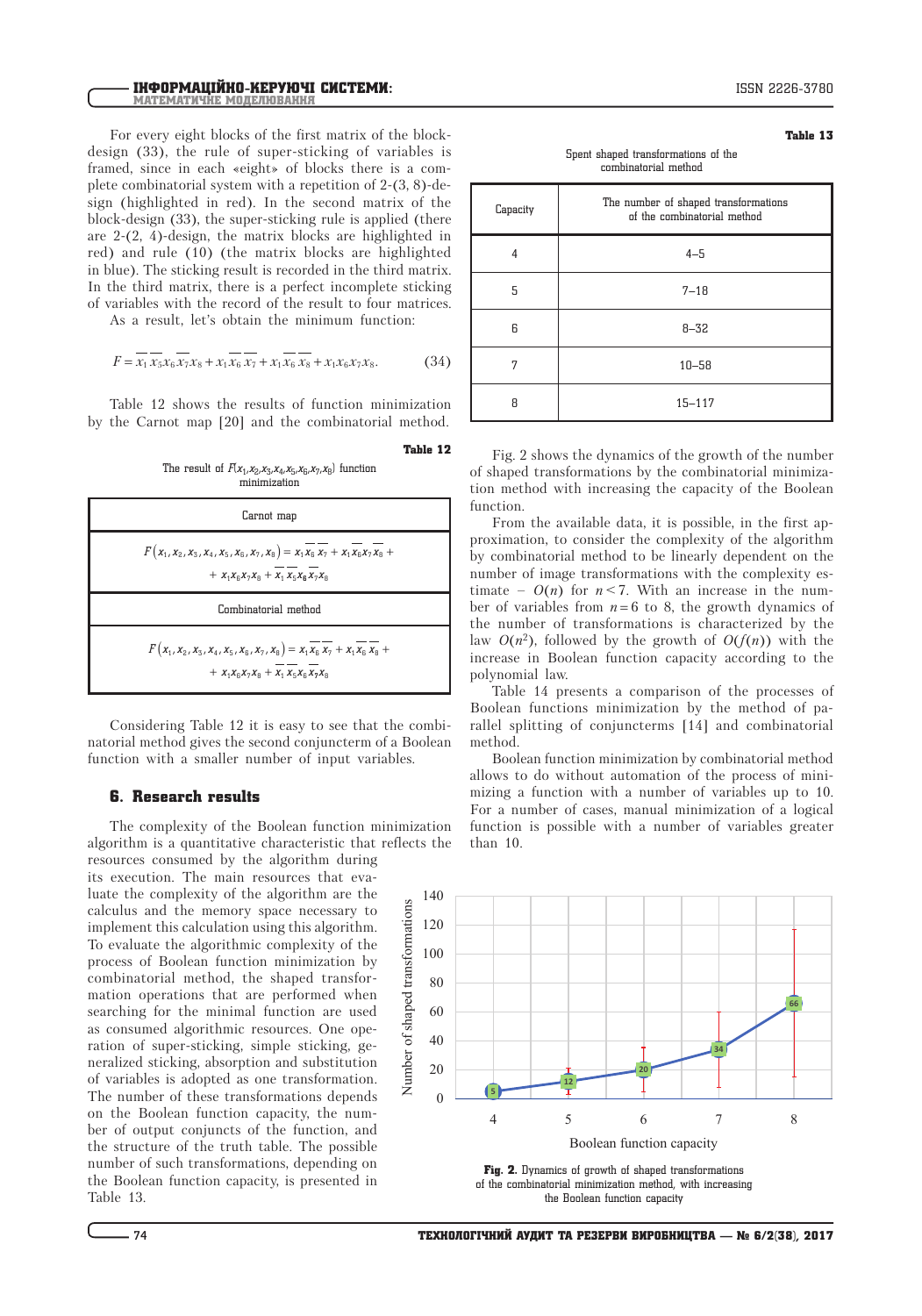For every eight blocks of the first matrix of the block-design (33), the rule of super-sticking of variables is framed, since in each «eight» of blocks there is a complete combinatorial system with a repetition of 2-(3, 8)-design (highlighted in red). In the second matrix of the block-design (33), the super-sticking rule is applied (there are 2-(2, 4)-design, the matrix blocks are highlighted in red) and rule (10) (the matrix blocks are highlighted in blue). The sticking result is recorded in the third matrix. In the third matrix, there is a perfect incomplete sticking of variables with the record of the result to four matrices.

As a result, let's obtain the minimum function:

$$F = \overline{x_1}\,\overline{x_5}x_6\overline{x_7}x_8 + x_1\overline{x_6}\,\overline{x_7} + x_1\overline{x_6}\,\overline{x_8} + x_1x_6x_7x_8. \qquad (34)$$

Table 12 shows the results of function minimization by the Carnot map [20] and the combinatorial method.

**Table 12**

The result of $F(x_1,x_2,x_3,x_4,x_5,x_6,x_7,x_8)$ function minimization

| Carnot map |
|---|
| $F(x_1,x_2,x_3,x_4,x_5,x_6,x_7,x_8) = x_1\overline{x_6}\,\overline{x_7} + x_1\overline{x_6}x_7\overline{x_8} + x_1x_6x_7x_8 + \overline{x_1}\,\overline{x_5}x_6\overline{x_7}x_8$ |
| Combinatorial method |
| $F(x_1,x_2,x_3,x_4,x_5,x_6,x_7,x_8) = x_1\overline{x_6}\,\overline{x_7} + x_1\overline{x_6}\,\overline{x_8} + x_1x_6x_7x_8 + \overline{x_1}\,\overline{x_5}x_6\overline{x_7}x_8$ |

Considering Table 12 it is easy to see that the combinatorial method gives the second conjuncterm of a Boolean function with a smaller number of input variables.

## 6. Research results

The complexity of the Boolean function minimization algorithm is a quantitative characteristic that reflects the resources consumed by the algorithm during its execution. The main resources that evaluate the complexity of the algorithm are the calculus and the memory space necessary to implement this calculation using this algorithm. To evaluate the algorithmic complexity of the process of Boolean function minimization by combinatorial method, the shaped transformation operations that are performed when searching for the minimal function are used as consumed algorithmic resources. One operation of super-sticking, simple sticking, generalized sticking, absorption and substitution of variables is adopted as one transformation. The number of these transformations depends on the Boolean function capacity, the number of output conjuncts of the function, and the structure of the truth table. The possible number of such transformations, depending on the Boolean function capacity, is presented in Table 13.

**Table 13**

Spent shaped transformations of the combinatorial method

| Capacity | The number of shaped transformations of the combinatorial method |
|---|---|
| 4 | 4–5 |
| 5 | 7–18 |
| 6 | 8–32 |
| 7 | 10–58 |
| 8 | 15–117 |

Fig. 2 shows the dynamics of the growth of the number of shaped transformations by the combinatorial minimization method with increasing the capacity of the Boolean function.

From the available data, it is possible, in the first approximation, to consider the complexity of the algorithm by combinatorial method to be linearly dependent on the number of image transformations with the complexity estimate – $O(n)$ for $n<7$. With an increase in the number of variables from $n=6$ to 8, the growth dynamics of the number of transformations is characterized by the law $O(n^2)$, followed by the growth of $O(f(n))$ with the increase in Boolean function capacity according to the polynomial law.

Table 14 presents a comparison of the processes of Boolean functions minimization by the method of parallel splitting of conjuncterms [14] and combinatorial method.

Boolean function minimization by combinatorial method allows to do without automation of the process of minimizing a function with a number of variables up to 10. For a number of cases, manual minimization of a logical function is possible with a number of variables greater than 10.

**Fig. 2.** Dynamics of growth of shaped transformations of the combinatorial minimization method, with increasing the Boolean function capacity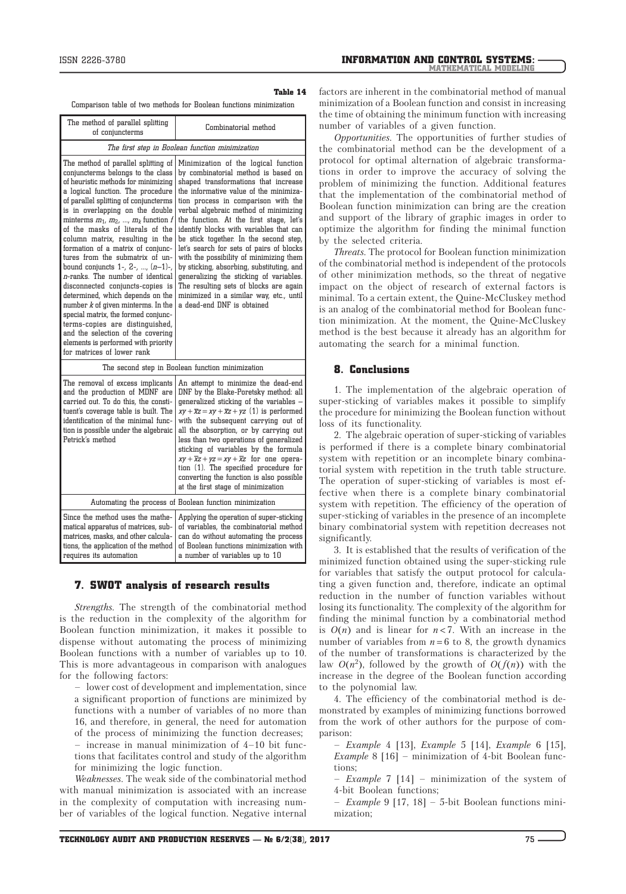**Table 14**

Comparison table of two methods for Boolean functions minimization

| The method of parallel splitting of conjuncterms | Combinatorial method |
|---|---|
| *The first step in Boolean function minimization* | |
| The method of parallel splitting of conjuncterms belongs to the class of heuristic methods for minimizing a logical function. The procedure of parallel splitting of conjuncterms is in overlapping on the double minterms $m_1, m_2, ..., m_k$ function $f$ of the masks of literals of the column matrix, resulting in the formation of a matrix of conjunctures from the submatrix of unbound conjuncts 1-, 2-, ..., $(n-1)$-, $n$-ranks. The number of identical disconnected conjuncts-copies is determined, which depends on the number $k$ of given minterms. In the special matrix, the formed conjuncterms-copies are distinguished, and the selection of the covering elements is performed with priority for matrices of lower rank | Minimization of the logical function by combinatorial method is based on shaped transformations that increase the informative value of the minimization process in comparison with the verbal algebraic method of minimizing the function. At the first stage, let's identify blocks with variables that can be stick together. In the second step, let's search for sets of pairs of blocks with the possibility of minimizing them by sticking, absorbing, substituting, and generalizing the sticking of variables. The resulting sets of blocks are again minimized in a similar way, etc., until a dead-end DNF is obtained |
| The second step in Boolean function minimization | |
| The removal of excess implicants and the production of MDNF are carried out. To do this, the constituent's coverage table is built. The identification of the minimal function is possible under the algebraic Petrick's method | An attempt to minimize the dead-end DNF by the Blake-Poretsky method: all generalized sticking of the variables – $xy+\overline{x}z=xy+\overline{x}z+yz$ (1) is performed with the subsequent carrying out of all the absorption, or by carrying out less than two operations of generalized sticking of variables by the formula $xy+\overline{x}z+yz=xy+\overline{x}z$ for one operation (1). The specified procedure for converting the function is also possible at the first stage of minimization |
| Automating the process of Boolean function minimization | |
| Since the method uses the mathematical apparatus of matrices, submatrices, masks, and other calculations, the application of the method requires its automation | Applying the operation of super-sticking of variables, the combinatorial method can do without automating the process of Boolean functions minimization with a number of variables up to 10 |

## 7. SWOT analysis of research results

*Strengths.* The strength of the combinatorial method is the reduction in the complexity of the algorithm for Boolean function minimization, it makes it possible to dispense without automating the process of minimizing Boolean functions with a number of variables up to 10. This is more advantageous in comparison with analogues for the following factors:

– lower cost of development and implementation, since a significant proportion of functions are minimized by functions with a number of variables of no more than 16, and therefore, in general, the need for automation of the process of minimizing the function decreases;

– increase in manual minimization of 4–10 bit functions that facilitates control and study of the algorithm for minimizing the logic function.

*Weaknesses.* The weak side of the combinatorial method with manual minimization is associated with an increase in the complexity of computation with increasing number of variables of the logical function. Negative internal factors are inherent in the combinatorial method of manual minimization of a Boolean function and consist in increasing the time of obtaining the minimum function with increasing number of variables of a given function.

*Opportunities.* The opportunities of further studies of the combinatorial method can be the development of a protocol for optimal alternation of algebraic transformations in order to improve the accuracy of solving the problem of minimizing the function. Additional features that the implementation of the combinatorial method of Boolean function minimization can bring are the creation and support of the library of graphic images in order to optimize the algorithm for finding the minimal function by the selected criteria.

*Threats.* The protocol for Boolean function minimization of the combinatorial method is independent of the protocols of other minimization methods, so the threat of negative impact on the object of research of external factors is minimal. To a certain extent, the Quine-McCluskey method is an analog of the combinatorial method for Boolean function minimization. At the moment, the Quine-McCluskey method is the best because it already has an algorithm for automating the search for a minimal function.

## 8. Conclusions

1. The implementation of the algebraic operation of super-sticking of variables makes it possible to simplify the procedure for minimizing the Boolean function without loss of its functionality.

2. The algebraic operation of super-sticking of variables is performed if there is a complete binary combinatorial system with repetition or an incomplete binary combinatorial system with repetition in the truth table structure. The operation of super-sticking of variables is most effective when there is a complete binary combinatorial system with repetition. The efficiency of the operation of super-sticking of variables in the presence of an incomplete binary combinatorial system with repetition decreases not significantly.

3. It is established that the results of verification of the minimized function obtained using the super-sticking rule for variables that satisfy the output protocol for calculating a given function and, therefore, indicate an optimal reduction in the number of function variables without losing its functionality. The complexity of the algorithm for finding the minimal function by a combinatorial method is $O(n)$ and is linear for $n<7$. With an increase in the number of variables from $n=6$ to 8, the growth dynamics of the number of transformations is characterized by the law $O(n^2)$, followed by the growth of $O(f(n))$ with the increase in the degree of the Boolean function according to the polynomial law.

4. The efficiency of the combinatorial method is demonstrated by examples of minimizing functions borrowed from the work of other authors for the purpose of comparison:

– *Example* 4 [13], *Example* 5 [14], *Example* 6 [15], *Example* 8 [16] – minimization of 4-bit Boolean functions;

– *Example* 7 [14] – minimization of the system of 4-bit Boolean functions;

– *Example* 9 [17, 18] – 5-bit Boolean functions minimization;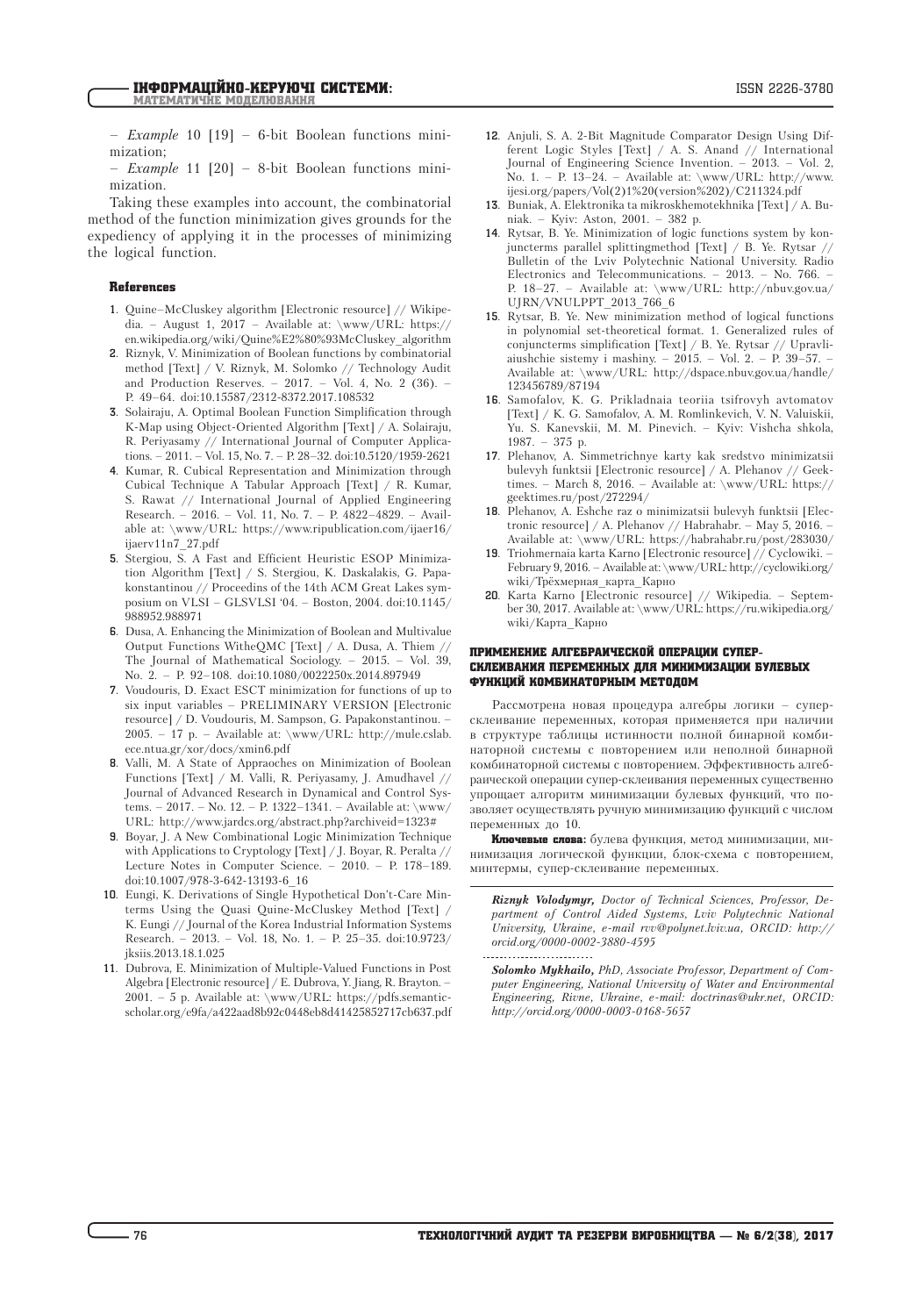– *Example* 10 [19] – 6-bit Boolean functions minimization;

– *Example* 11 [20] – 8-bit Boolean functions minimization.

Taking these examples into account, the combinatorial method of the function minimization gives grounds for the expediency of applying it in the processes of minimizing the logical function.

## References

1. Quine–McCluskey algorithm [Electronic resource] // Wikipedia. – August 1, 2017 – Available at: \www/URL: https://en.wikipedia.org/wiki/Quine%E2%80%93McCluskey_algorithm
2. Riznyk, V. Minimization of Boolean functions by combinatorial method [Text] / V. Riznyk, M. Solomko // Technology Audit and Production Reserves. – 2017. – Vol. 4, No. 2 (36). – P. 49–64. doi:10.15587/2312-8372.2017.108532
3. Solairaju, A. Optimal Boolean Function Simplification through K-Map using Object-Oriented Algorithm [Text] / A. Solairaju, R. Periyasamy // International Journal of Computer Applications. – 2011. – Vol. 15, No. 7. – P. 28–32. doi:10.5120/1959-2621
4. Kumar, R. Cubical Representation and Minimization through Cubical Technique A Tabular Approach [Text] / R. Kumar, S. Rawat // International Journal of Applied Engineering Research. – 2016. – Vol. 11, No. 7. – P. 4822–4829. – Available at: \www/URL: https://www.ripublication.com/ijaer16/ijaerv11n7_27.pdf
5. Stergiou, S. A Fast and Efficient Heuristic ESOP Minimization Algorithm [Text] / S. Stergiou, K. Daskalakis, G. Papakonstantinou // Proceedins of the 14th ACM Great Lakes symposium on VLSI – GLSVLSI '04. – Boston, 2004. doi:10.1145/988952.988971
6. Dusa, A. Enhancing the Minimization of Boolean and Multivalue Output Functions WitheQMC [Text] / A. Dusa, A. Thiem // The Journal of Mathematical Sociology. – 2015. – Vol. 39, No. 2. – P. 92–108. doi:10.1080/0022250x.2014.897949
7. Voudouris, D. Exact ESCT minimization for functions of up to six input variables – PRELIMINARY VERSION [Electronic resource] / D. Voudouris, M. Sampson, G. Papakonstantinou. – 2005. – 17 p. – Available at: \www/URL: http://mule.cslab.ece.ntua.gr/xor/docs/xmin6.pdf
8. Valli, M. A State of Appraoches on Minimization of Boolean Functions [Text] / M. Valli, R. Periyasamy, J. Amudhavel // Journal of Advanced Research in Dynamical and Control Systems. – 2017. – No. 12. – P. 1322–1341. – Available at: \www/URL: http://www.jardcs.org/abstract.php?archiveid=1323#
9. Boyar, J. A New Combinational Logic Minimization Technique with Applications to Cryptology [Text] / J. Boyar, R. Peralta // Lecture Notes in Computer Science. – 2010. – P. 178–189. doi:10.1007/978-3-642-13193-6_16
10. Eungi, K. Derivations of Single Hypothetical Don't-Care Minterms Using the Quasi Quine-McCluskey Method [Text] / K. Eungi // Journal of the Korea Industrial Information Systems Research. – 2013. – Vol. 18, No. 1. – P. 25–35. doi:10.9723/jksiis.2013.18.1.025
11. Dubrova, E. Minimization of Multiple-Valued Functions in Post Algebra [Electronic resource] / E. Dubrova, Y. Jiang, R. Brayton. – 2001. – 5 p. Available at: \www/URL: https://pdfs.semanticscholar.org/e9fa/a422aad8b92c0448eb8d41425852717cb637.pdf
12. Anjuli, S. A. 2-Bit Magnitude Comparator Design Using Different Logic Styles [Text] / A. S. Anand // International Journal of Engineering Science Invention. – 2013. – Vol. 2, No. 1. – P. 13–24. – Available at: \www/URL: http://www.ijesi.org/papers/Vol(2)1%20(version%202)/C211324.pdf
13. Buniak, A. Elektronika ta mikroskhemotekhnika [Text] / A. Buniak. – Kyiv: Aston, 2001. – 382 p.
14. Rytsar, B. Ye. Minimization of logic functions system by konjuncterms parallel splittingmethod [Text] / B. Ye. Rytsar // Bulletin of the Lviv Polytechnic National University. Radio Electronics and Telecommunications. – 2013. – No. 766. – P. 18–27. – Available at: \www/URL: http://nbuv.gov.ua/UJRN/VNULPPT_2013_766_6
15. Rytsar, B. Ye. New minimization method of logical functions in polynomial set-theoretical format. 1. Generalized rules of conjuncterms simplification [Text] / B. Ye. Rytsar // Upravliaiushchie sistemy i mashiny. – 2015. – Vol. 2. – P. 39–57. – Available at: \www/URL: http://dspace.nbuv.gov.ua/handle/123456789/87194
16. Samofalov, K. G. Prikladnaia teoriia tsifrovyh avtomatov [Text] / K. G. Samofalov, A. M. Romlinkevich, V. N. Valuiskii, Yu. S. Kanevskii, M. M. Pinevich. – Kyiv: Vishcha shkola, 1987. – 375 p.
17. Plehanov, A. Simmetrichnye karty kak sredstvo minimizatsii bulevyh funktsii [Electronic resource] / A. Plehanov // Geektimes. – March 8, 2016. – Available at: \www/URL: https://geektimes.ru/post/272294/
18. Plehanov, A. Eshche raz o minimizatsii bulevyh funktsii [Electronic resource] / A. Plehanov // Habrahabr. – May 5, 2016. – Available at: \www/URL: https://habrahabr.ru/post/283030/
19. Triohmernaia karta Karno [Electronic resource] // Cyclowiki. – February 9, 2016. – Available at: \www/URL: http://cyclowiki.org/wiki/Трёхмерная_карта_Карно
20. Karta Karno [Electronic resource] // Wikipedia. – September 30, 2017. Available at: \www/URL: https://ru.wikipedia.org/wiki/Карта_Карно

### ПРИМЕНЕНИЕ АЛГЕБРАИЧЕСКОЙ ОПЕРАЦИИ СУПЕР-СКЛЕИВАНИЯ ПЕРЕМЕННЫХ ДЛЯ МИНИМИЗАЦИИ БУЛЕВЫХ ФУНКЦИЙ КОМБИНАТОРНЫМ МЕТОДОМ

Рассмотрена новая процедура алгебры логики – супер-склеивание переменных, которая применяется при наличии в структуре таблицы истинности полной бинарной комбинаторной системы с повторением или неполной бинарной комбинаторной системы с повторением. Эффективность алгебраической операции супер-склеивания переменных существенно упрощает алгоритм минимизации булевых функций, что позволяет осуществлять ручную минимизацию функций с числом переменных до 10.

**Ключевые слова:** булева функция, метод минимизации, минимизация логической функции, блок-схема с повторением, минтермы, супер-склеивание переменных.

---

***Riznyk Volodymyr**, Doctor of Technical Sciences, Professor, Department of Control Aided Systems, Lviv Polytechnic National University, Ukraine, e-mail rvv@polynet.lviv.ua, ORCID: http://orcid.org/0000-0002-3880-4595*

***Solomko Mykhailo**, PhD, Associate Professor, Department of Computer Engineering, National University of Water and Environmental Engineering, Rivne, Ukraine, e-mail: doctrinas@ukr.net, ORCID: http://orcid.org/0000-0003-0168-5657*